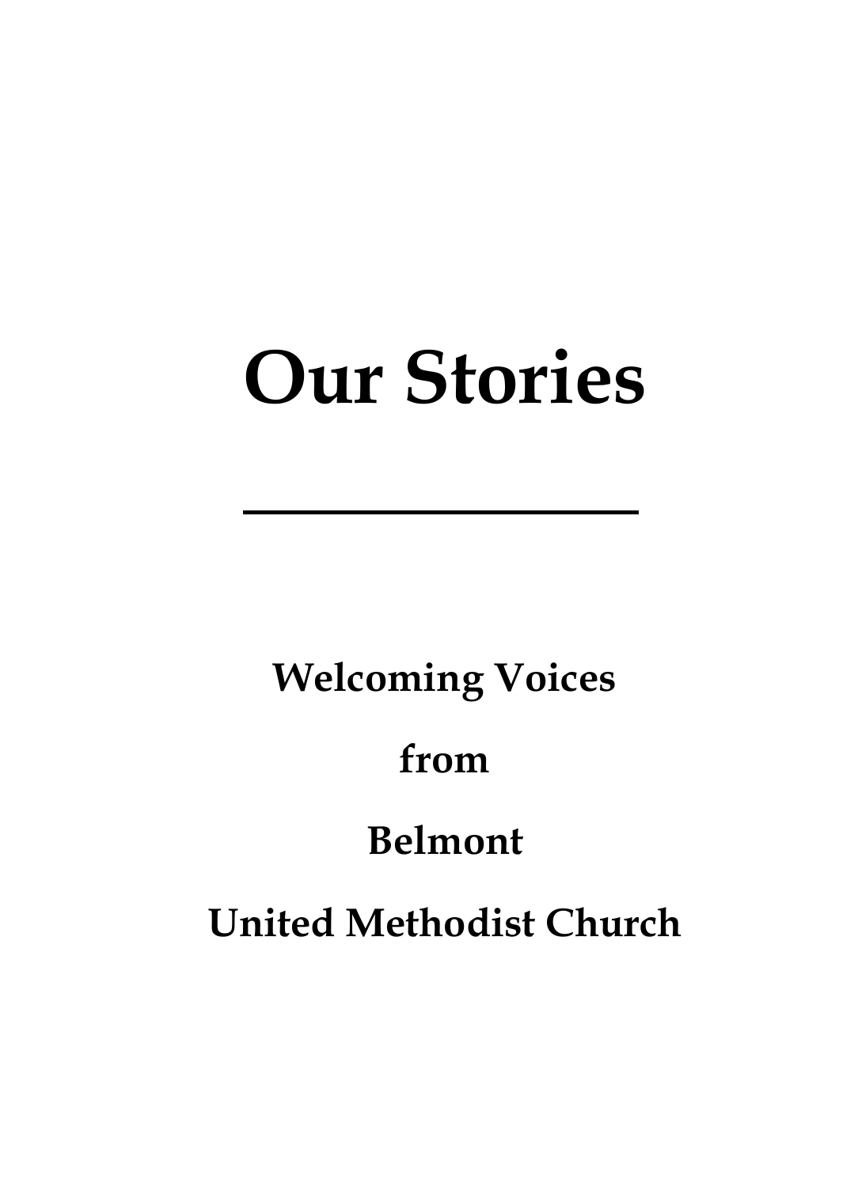# Our Stories

---

**Welcoming Voices**

**from**

**Belmont**

**United Methodist Church**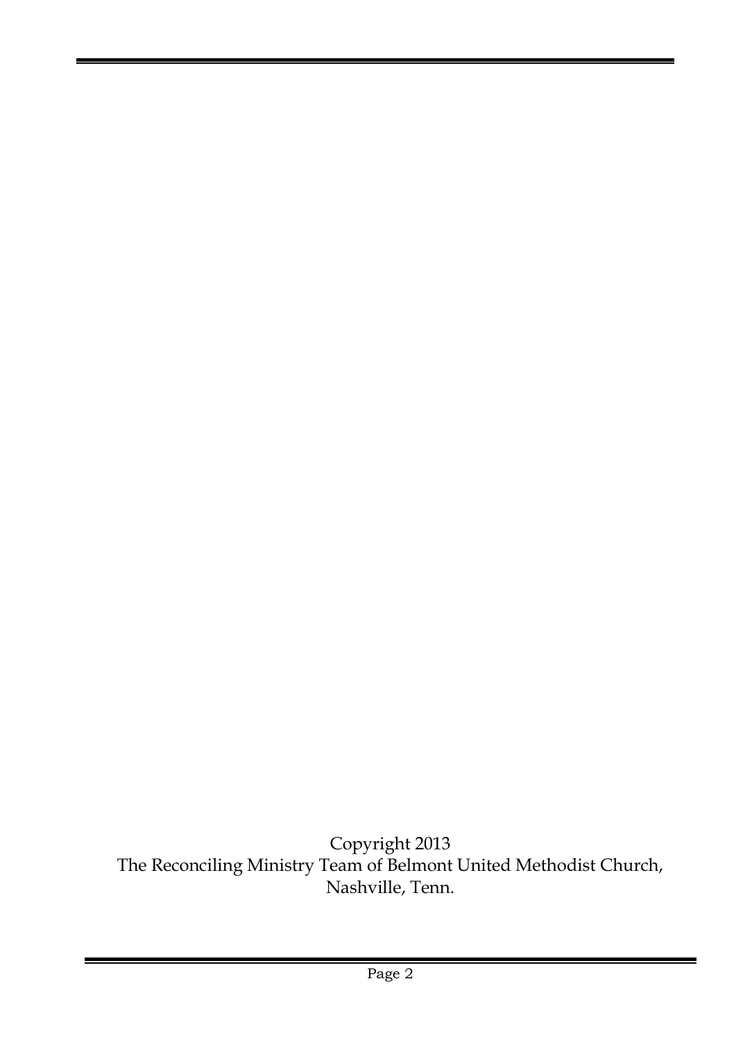Copyright 2013
The Reconciling Ministry Team of Belmont United Methodist Church,
Nashville, Tenn.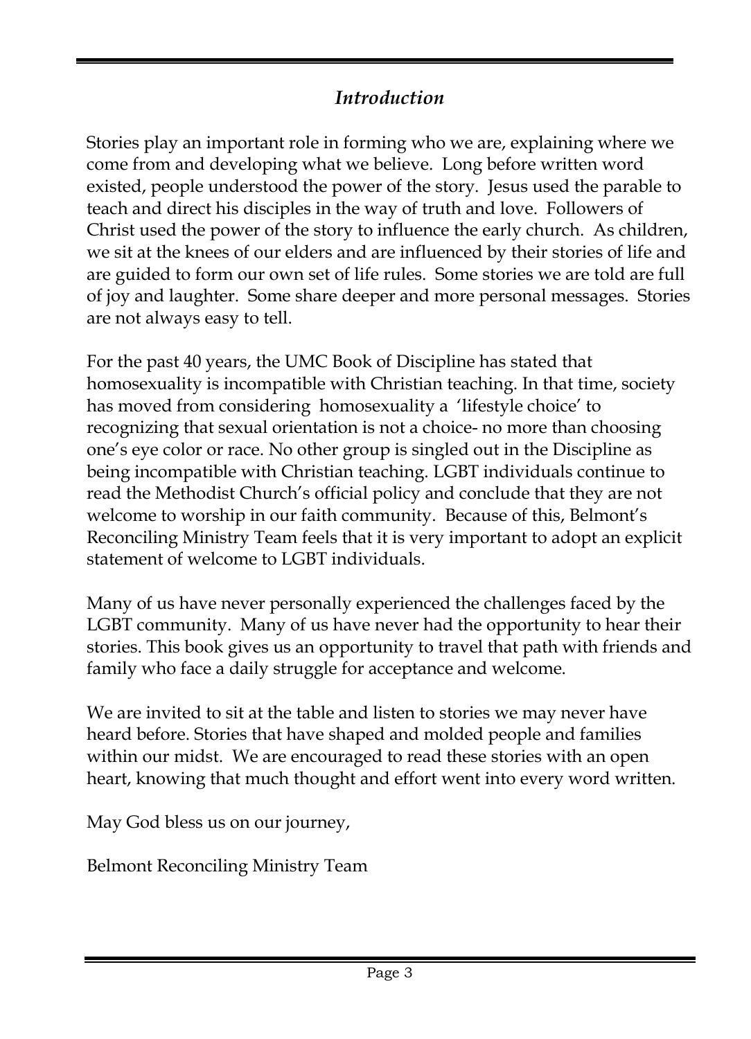## *Introduction*

Stories play an important role in forming who we are, explaining where we come from and developing what we believe. Long before written word existed, people understood the power of the story. Jesus used the parable to teach and direct his disciples in the way of truth and love. Followers of Christ used the power of the story to influence the early church. As children, we sit at the knees of our elders and are influenced by their stories of life and are guided to form our own set of life rules. Some stories we are told are full of joy and laughter. Some share deeper and more personal messages. Stories are not always easy to tell.

For the past 40 years, the UMC Book of Discipline has stated that homosexuality is incompatible with Christian teaching. In that time, society has moved from considering homosexuality a 'lifestyle choice' to recognizing that sexual orientation is not a choice- no more than choosing one's eye color or race. No other group is singled out in the Discipline as being incompatible with Christian teaching. LGBT individuals continue to read the Methodist Church's official policy and conclude that they are not welcome to worship in our faith community. Because of this, Belmont's Reconciling Ministry Team feels that it is very important to adopt an explicit statement of welcome to LGBT individuals.

Many of us have never personally experienced the challenges faced by the LGBT community. Many of us have never had the opportunity to hear their stories. This book gives us an opportunity to travel that path with friends and family who face a daily struggle for acceptance and welcome.

We are invited to sit at the table and listen to stories we may never have heard before. Stories that have shaped and molded people and families within our midst. We are encouraged to read these stories with an open heart, knowing that much thought and effort went into every word written.

May God bless us on our journey,

Belmont Reconciling Ministry Team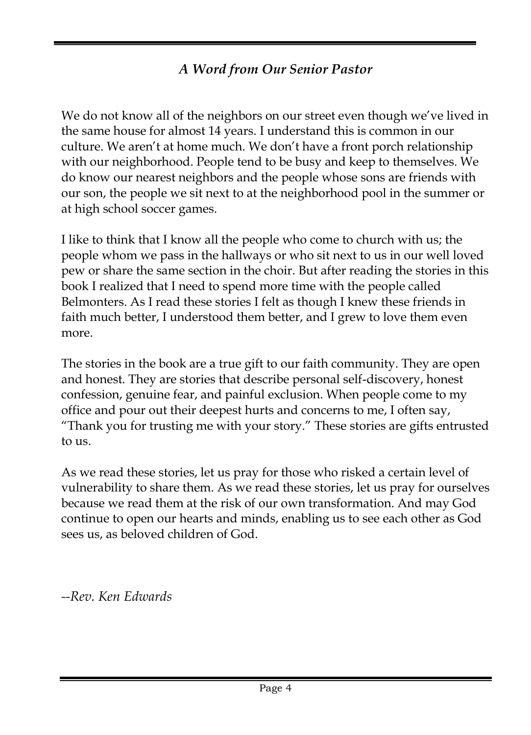## *A Word from Our Senior Pastor*

We do not know all of the neighbors on our street even though we've lived in the same house for almost 14 years. I understand this is common in our culture. We aren't at home much. We don't have a front porch relationship with our neighborhood. People tend to be busy and keep to themselves. We do know our nearest neighbors and the people whose sons are friends with our son, the people we sit next to at the neighborhood pool in the summer or at high school soccer games.

I like to think that I know all the people who come to church with us; the people whom we pass in the hallways or who sit next to us in our well loved pew or share the same section in the choir. But after reading the stories in this book I realized that I need to spend more time with the people called Belmonters. As I read these stories I felt as though I knew these friends in faith much better, I understood them better, and I grew to love them even more.

The stories in the book are a true gift to our faith community. They are open and honest. They are stories that describe personal self-discovery, honest confession, genuine fear, and painful exclusion. When people come to my office and pour out their deepest hurts and concerns to me, I often say, "Thank you for trusting me with your story." These stories are gifts entrusted to us.

As we read these stories, let us pray for those who risked a certain level of vulnerability to share them. As we read these stories, let us pray for ourselves because we read them at the risk of our own transformation. And may God continue to open our hearts and minds, enabling us to see each other as God sees us, as beloved children of God.

*--Rev. Ken Edwards*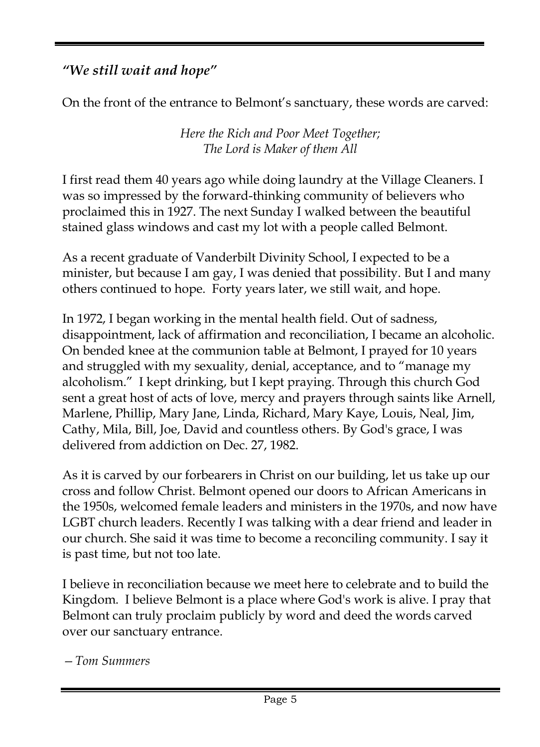## *"We still wait and hope"*

On the front of the entrance to Belmont's sanctuary, these words are carved:

*Here the Rich and Poor Meet Together;*
*The Lord is Maker of them All*

I first read them 40 years ago while doing laundry at the Village Cleaners. I was so impressed by the forward-thinking community of believers who proclaimed this in 1927. The next Sunday I walked between the beautiful stained glass windows and cast my lot with a people called Belmont.

As a recent graduate of Vanderbilt Divinity School, I expected to be a minister, but because I am gay, I was denied that possibility. But I and many others continued to hope. Forty years later, we still wait, and hope.

In 1972, I began working in the mental health field. Out of sadness, disappointment, lack of affirmation and reconciliation, I became an alcoholic. On bended knee at the communion table at Belmont, I prayed for 10 years and struggled with my sexuality, denial, acceptance, and to "manage my alcoholism." I kept drinking, but I kept praying. Through this church God sent a great host of acts of love, mercy and prayers through saints like Arnell, Marlene, Phillip, Mary Jane, Linda, Richard, Mary Kaye, Louis, Neal, Jim, Cathy, Mila, Bill, Joe, David and countless others. By God's grace, I was delivered from addiction on Dec. 27, 1982.

As it is carved by our forbearers in Christ on our building, let us take up our cross and follow Christ. Belmont opened our doors to African Americans in the 1950s, welcomed female leaders and ministers in the 1970s, and now have LGBT church leaders. Recently I was talking with a dear friend and leader in our church. She said it was time to become a reconciling community. I say it is past time, but not too late.

I believe in reconciliation because we meet here to celebrate and to build the Kingdom. I believe Belmont is a place where God's work is alive. I pray that Belmont can truly proclaim publicly by word and deed the words carved over our sanctuary entrance.

*—Tom Summers*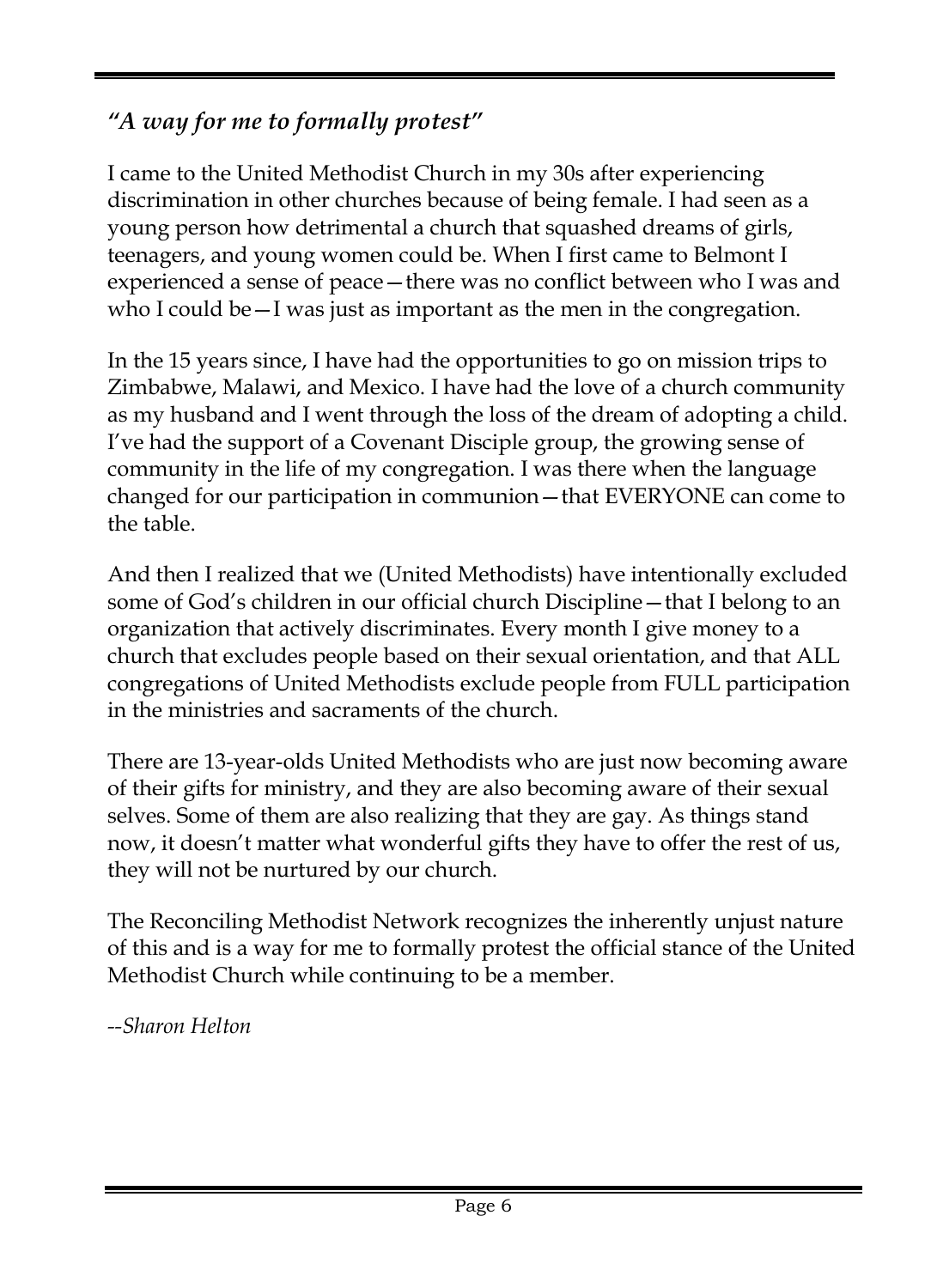## *"A way for me to formally protest"*

I came to the United Methodist Church in my 30s after experiencing discrimination in other churches because of being female. I had seen as a young person how detrimental a church that squashed dreams of girls, teenagers, and young women could be. When I first came to Belmont I experienced a sense of peace—there was no conflict between who I was and who I could be—I was just as important as the men in the congregation.

In the 15 years since, I have had the opportunities to go on mission trips to Zimbabwe, Malawi, and Mexico. I have had the love of a church community as my husband and I went through the loss of the dream of adopting a child. I've had the support of a Covenant Disciple group, the growing sense of community in the life of my congregation. I was there when the language changed for our participation in communion—that EVERYONE can come to the table.

And then I realized that we (United Methodists) have intentionally excluded some of God's children in our official church Discipline—that I belong to an organization that actively discriminates. Every month I give money to a church that excludes people based on their sexual orientation, and that ALL congregations of United Methodists exclude people from FULL participation in the ministries and sacraments of the church.

There are 13-year-olds United Methodists who are just now becoming aware of their gifts for ministry, and they are also becoming aware of their sexual selves. Some of them are also realizing that they are gay. As things stand now, it doesn't matter what wonderful gifts they have to offer the rest of us, they will not be nurtured by our church.

The Reconciling Methodist Network recognizes the inherently unjust nature of this and is a way for me to formally protest the official stance of the United Methodist Church while continuing to be a member.

*--Sharon Helton*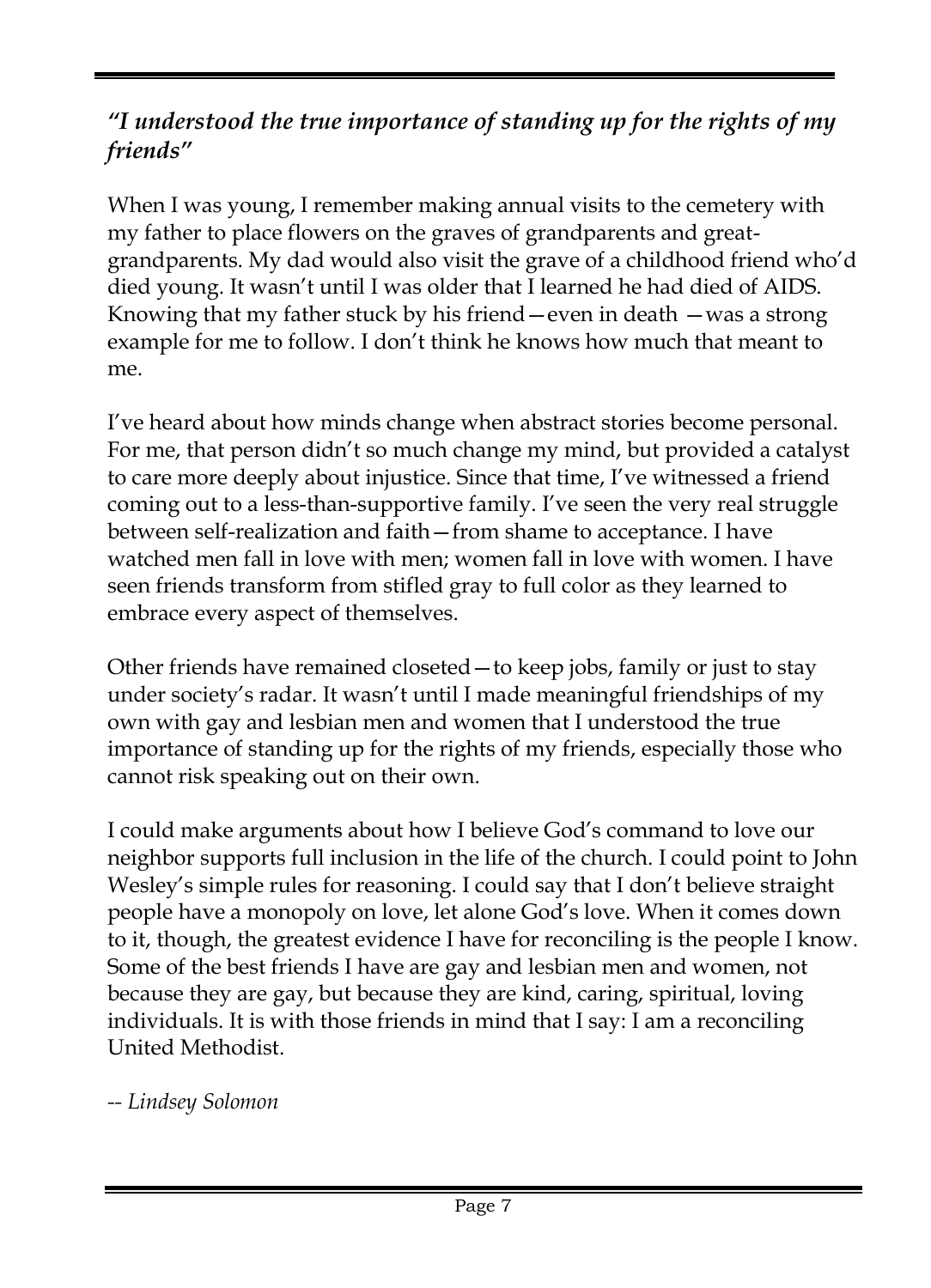### *"I understood the true importance of standing up for the rights of my friends"*

When I was young, I remember making annual visits to the cemetery with my father to place flowers on the graves of grandparents and great-grandparents. My dad would also visit the grave of a childhood friend who'd died young. It wasn't until I was older that I learned he had died of AIDS. Knowing that my father stuck by his friend—even in death —was a strong example for me to follow. I don't think he knows how much that meant to me.

I've heard about how minds change when abstract stories become personal. For me, that person didn't so much change my mind, but provided a catalyst to care more deeply about injustice. Since that time, I've witnessed a friend coming out to a less-than-supportive family. I've seen the very real struggle between self-realization and faith—from shame to acceptance. I have watched men fall in love with men; women fall in love with women. I have seen friends transform from stifled gray to full color as they learned to embrace every aspect of themselves.

Other friends have remained closeted—to keep jobs, family or just to stay under society's radar. It wasn't until I made meaningful friendships of my own with gay and lesbian men and women that I understood the true importance of standing up for the rights of my friends, especially those who cannot risk speaking out on their own.

I could make arguments about how I believe God's command to love our neighbor supports full inclusion in the life of the church. I could point to John Wesley's simple rules for reasoning. I could say that I don't believe straight people have a monopoly on love, let alone God's love. When it comes down to it, though, the greatest evidence I have for reconciling is the people I know. Some of the best friends I have are gay and lesbian men and women, not because they are gay, but because they are kind, caring, spiritual, loving individuals. It is with those friends in mind that I say: I am a reconciling United Methodist.

*-- Lindsey Solomon*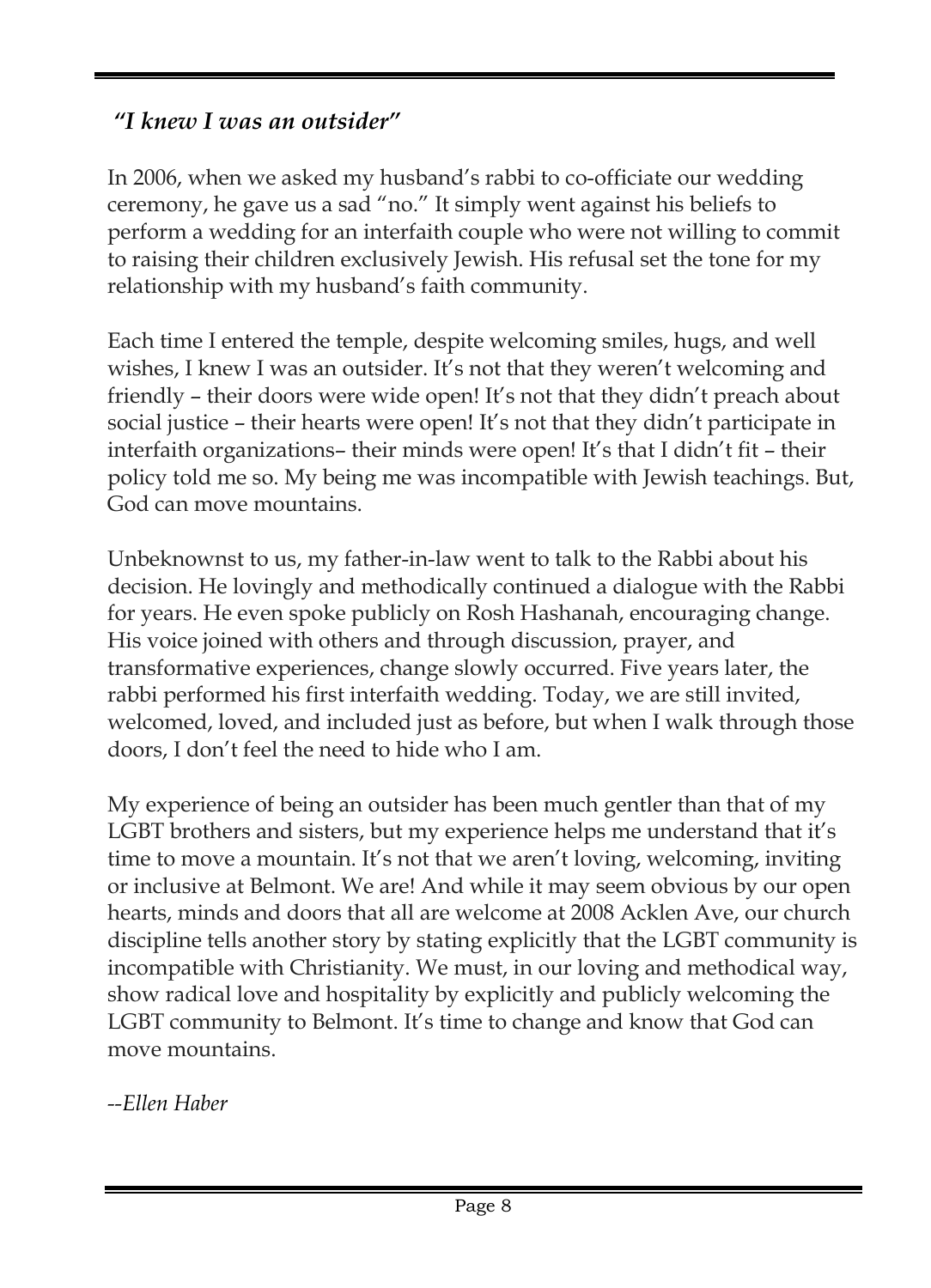## *"I knew I was an outsider"*

In 2006, when we asked my husband's rabbi to co-officiate our wedding ceremony, he gave us a sad "no." It simply went against his beliefs to perform a wedding for an interfaith couple who were not willing to commit to raising their children exclusively Jewish. His refusal set the tone for my relationship with my husband's faith community.

Each time I entered the temple, despite welcoming smiles, hugs, and well wishes, I knew I was an outsider. It's not that they weren't welcoming and friendly – their doors were wide open! It's not that they didn't preach about social justice – their hearts were open! It's not that they didn't participate in interfaith organizations– their minds were open! It's that I didn't fit – their policy told me so. My being me was incompatible with Jewish teachings. But, God can move mountains.

Unbeknownst to us, my father-in-law went to talk to the Rabbi about his decision. He lovingly and methodically continued a dialogue with the Rabbi for years. He even spoke publicly on Rosh Hashanah, encouraging change. His voice joined with others and through discussion, prayer, and transformative experiences, change slowly occurred. Five years later, the rabbi performed his first interfaith wedding. Today, we are still invited, welcomed, loved, and included just as before, but when I walk through those doors, I don't feel the need to hide who I am.

My experience of being an outsider has been much gentler than that of my LGBT brothers and sisters, but my experience helps me understand that it's time to move a mountain. It's not that we aren't loving, welcoming, inviting or inclusive at Belmont. We are! And while it may seem obvious by our open hearts, minds and doors that all are welcome at 2008 Acklen Ave, our church discipline tells another story by stating explicitly that the LGBT community is incompatible with Christianity. We must, in our loving and methodical way, show radical love and hospitality by explicitly and publicly welcoming the LGBT community to Belmont. It's time to change and know that God can move mountains.

*--Ellen Haber*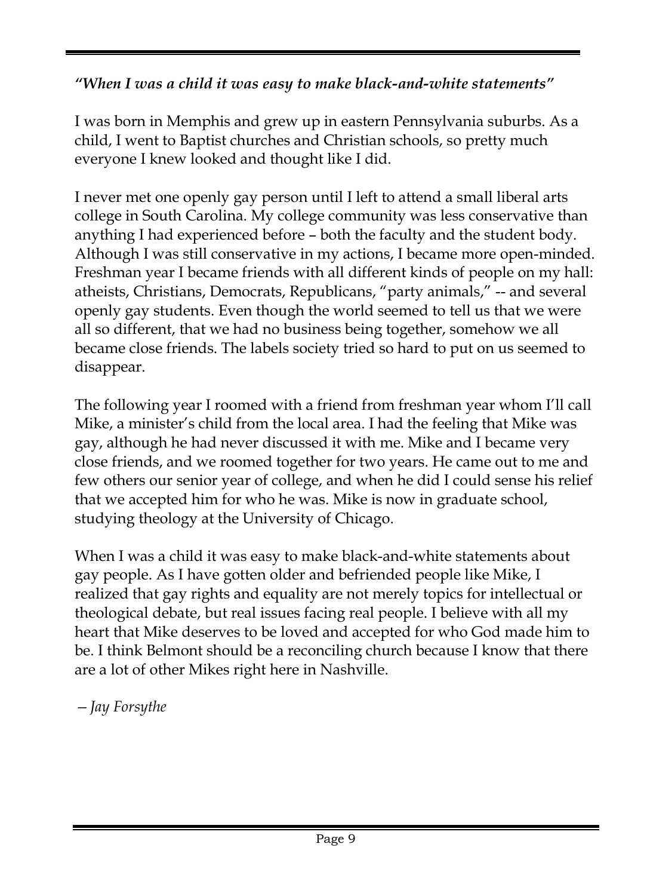### *"When I was a child it was easy to make black-and-white statements"*

I was born in Memphis and grew up in eastern Pennsylvania suburbs. As a child, I went to Baptist churches and Christian schools, so pretty much everyone I knew looked and thought like I did.

I never met one openly gay person until I left to attend a small liberal arts college in South Carolina. My college community was less conservative than anything I had experienced before – both the faculty and the student body. Although I was still conservative in my actions, I became more open-minded. Freshman year I became friends with all different kinds of people on my hall: atheists, Christians, Democrats, Republicans, "party animals," -- and several openly gay students. Even though the world seemed to tell us that we were all so different, that we had no business being together, somehow we all became close friends. The labels society tried so hard to put on us seemed to disappear.

The following year I roomed with a friend from freshman year whom I'll call Mike, a minister's child from the local area. I had the feeling that Mike was gay, although he had never discussed it with me. Mike and I became very close friends, and we roomed together for two years. He came out to me and few others our senior year of college, and when he did I could sense his relief that we accepted him for who he was. Mike is now in graduate school, studying theology at the University of Chicago.

When I was a child it was easy to make black-and-white statements about gay people. As I have gotten older and befriended people like Mike, I realized that gay rights and equality are not merely topics for intellectual or theological debate, but real issues facing real people. I believe with all my heart that Mike deserves to be loved and accepted for who God made him to be. I think Belmont should be a reconciling church because I know that there are a lot of other Mikes right here in Nashville.

*— Jay Forsythe*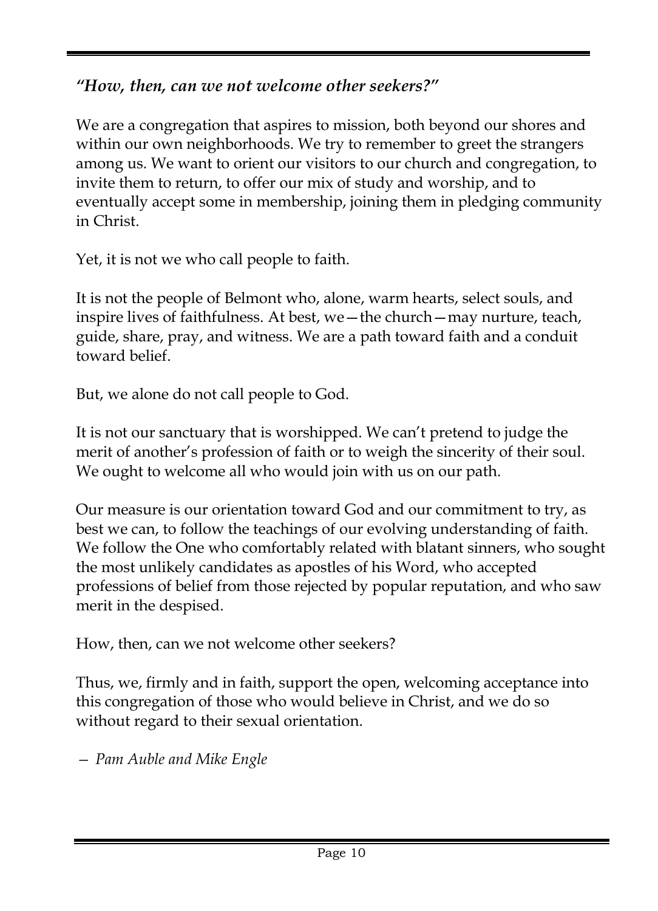### *"How, then, can we not welcome other seekers?"*

We are a congregation that aspires to mission, both beyond our shores and within our own neighborhoods. We try to remember to greet the strangers among us. We want to orient our visitors to our church and congregation, to invite them to return, to offer our mix of study and worship, and to eventually accept some in membership, joining them in pledging community in Christ.

Yet, it is not we who call people to faith.

It is not the people of Belmont who, alone, warm hearts, select souls, and inspire lives of faithfulness. At best, we—the church—may nurture, teach, guide, share, pray, and witness. We are a path toward faith and a conduit toward belief.

But, we alone do not call people to God.

It is not our sanctuary that is worshipped. We can't pretend to judge the merit of another's profession of faith or to weigh the sincerity of their soul. We ought to welcome all who would join with us on our path.

Our measure is our orientation toward God and our commitment to try, as best we can, to follow the teachings of our evolving understanding of faith. We follow the One who comfortably related with blatant sinners, who sought the most unlikely candidates as apostles of his Word, who accepted professions of belief from those rejected by popular reputation, and who saw merit in the despised.

How, then, can we not welcome other seekers?

Thus, we, firmly and in faith, support the open, welcoming acceptance into this congregation of those who would believe in Christ, and we do so without regard to their sexual orientation.

— *Pam Auble and Mike Engle*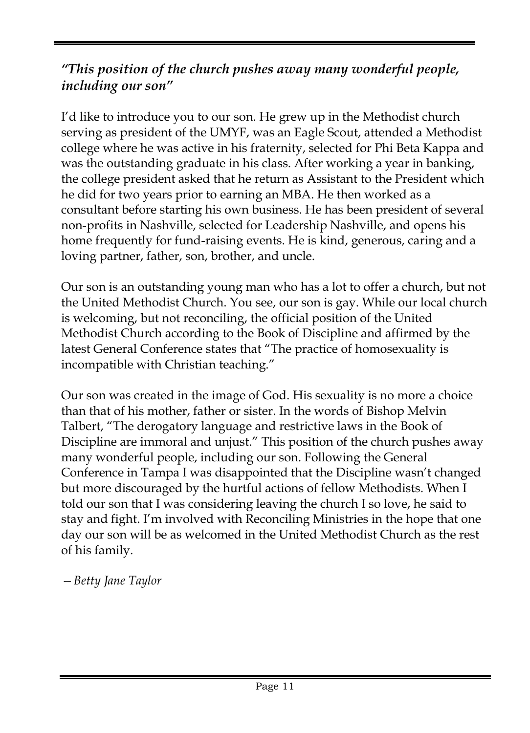### *"This position of the church pushes away many wonderful people, including our son"*

I'd like to introduce you to our son. He grew up in the Methodist church serving as president of the UMYF, was an Eagle Scout, attended a Methodist college where he was active in his fraternity, selected for Phi Beta Kappa and was the outstanding graduate in his class. After working a year in banking, the college president asked that he return as Assistant to the President which he did for two years prior to earning an MBA. He then worked as a consultant before starting his own business. He has been president of several non-profits in Nashville, selected for Leadership Nashville, and opens his home frequently for fund-raising events. He is kind, generous, caring and a loving partner, father, son, brother, and uncle.

Our son is an outstanding young man who has a lot to offer a church, but not the United Methodist Church. You see, our son is gay. While our local church is welcoming, but not reconciling, the official position of the United Methodist Church according to the Book of Discipline and affirmed by the latest General Conference states that "The practice of homosexuality is incompatible with Christian teaching."

Our son was created in the image of God. His sexuality is no more a choice than that of his mother, father or sister. In the words of Bishop Melvin Talbert, "The derogatory language and restrictive laws in the Book of Discipline are immoral and unjust." This position of the church pushes away many wonderful people, including our son. Following the General Conference in Tampa I was disappointed that the Discipline wasn't changed but more discouraged by the hurtful actions of fellow Methodists. When I told our son that I was considering leaving the church I so love, he said to stay and fight. I'm involved with Reconciling Ministries in the hope that one day our son will be as welcomed in the United Methodist Church as the rest of his family.

*—Betty Jane Taylor*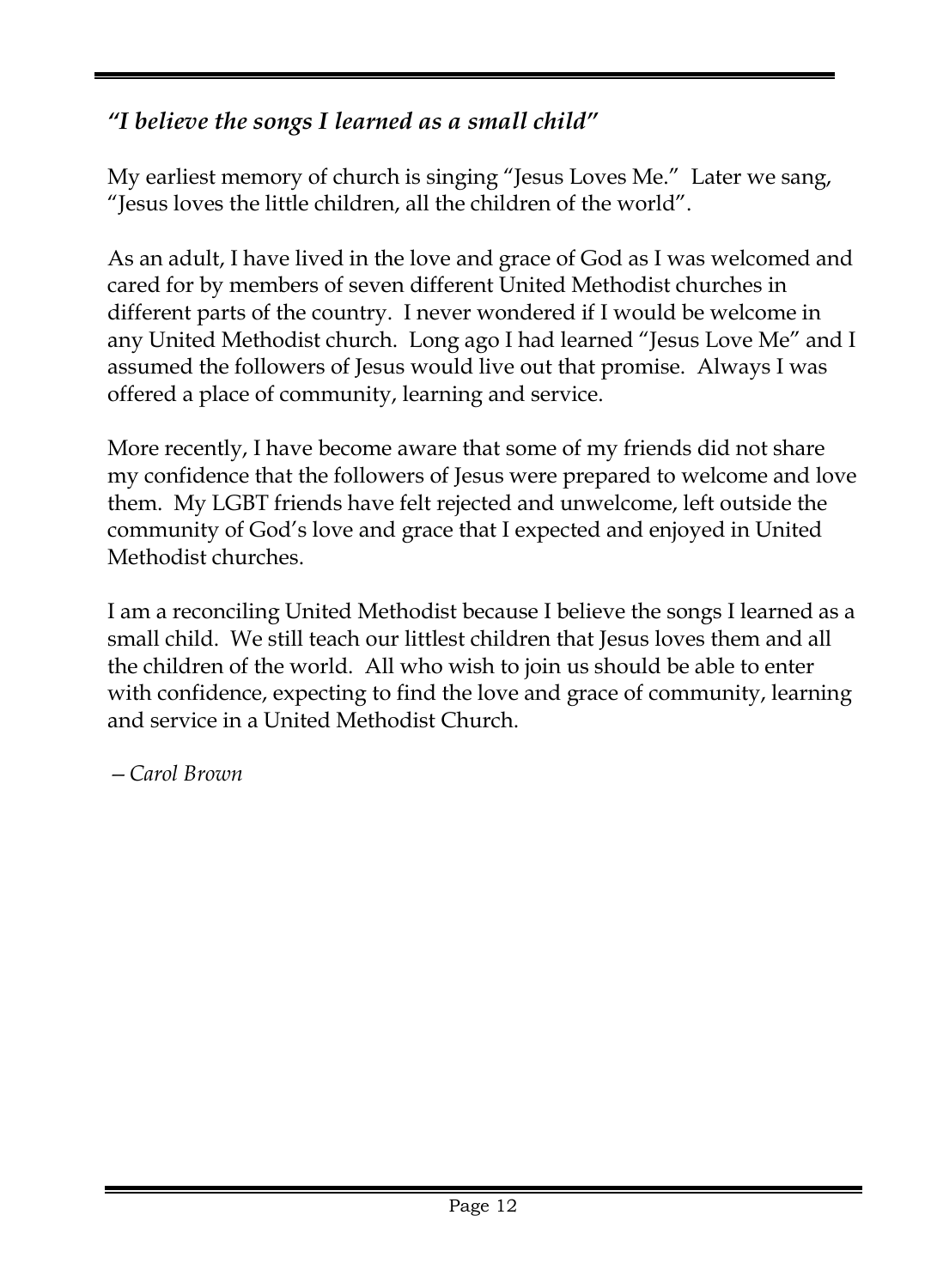## *"I believe the songs I learned as a small child"*

My earliest memory of church is singing "Jesus Loves Me." Later we sang, "Jesus loves the little children, all the children of the world".

As an adult, I have lived in the love and grace of God as I was welcomed and cared for by members of seven different United Methodist churches in different parts of the country. I never wondered if I would be welcome in any United Methodist church. Long ago I had learned "Jesus Love Me" and I assumed the followers of Jesus would live out that promise. Always I was offered a place of community, learning and service.

More recently, I have become aware that some of my friends did not share my confidence that the followers of Jesus were prepared to welcome and love them. My LGBT friends have felt rejected and unwelcome, left outside the community of God's love and grace that I expected and enjoyed in United Methodist churches.

I am a reconciling United Methodist because I believe the songs I learned as a small child. We still teach our littlest children that Jesus loves them and all the children of the world. All who wish to join us should be able to enter with confidence, expecting to find the love and grace of community, learning and service in a United Methodist Church.

*—Carol Brown*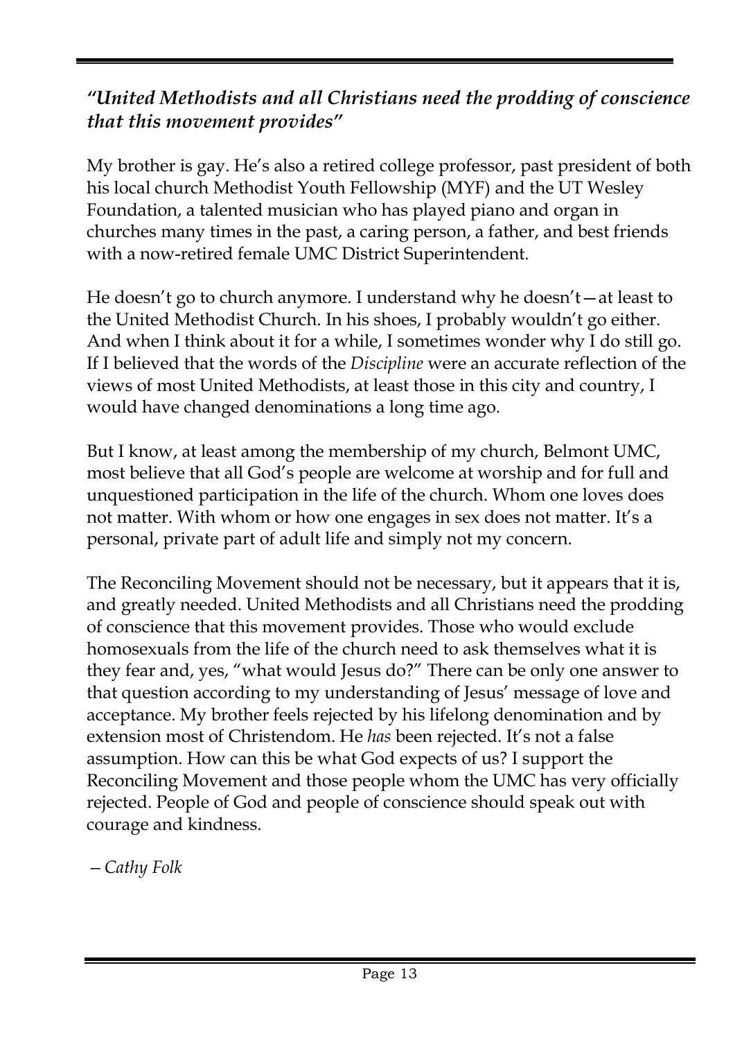### *"United Methodists and all Christians need the prodding of conscience that this movement provides"*

My brother is gay. He's also a retired college professor, past president of both his local church Methodist Youth Fellowship (MYF) and the UT Wesley Foundation, a talented musician who has played piano and organ in churches many times in the past, a caring person, a father, and best friends with a now-retired female UMC District Superintendent.

He doesn't go to church anymore. I understand why he doesn't—at least to the United Methodist Church. In his shoes, I probably wouldn't go either. And when I think about it for a while, I sometimes wonder why I do still go. If I believed that the words of the *Discipline* were an accurate reflection of the views of most United Methodists, at least those in this city and country, I would have changed denominations a long time ago.

But I know, at least among the membership of my church, Belmont UMC, most believe that all God's people are welcome at worship and for full and unquestioned participation in the life of the church. Whom one loves does not matter. With whom or how one engages in sex does not matter. It's a personal, private part of adult life and simply not my concern.

The Reconciling Movement should not be necessary, but it appears that it is, and greatly needed. United Methodists and all Christians need the prodding of conscience that this movement provides. Those who would exclude homosexuals from the life of the church need to ask themselves what it is they fear and, yes, "what would Jesus do?" There can be only one answer to that question according to my understanding of Jesus' message of love and acceptance. My brother feels rejected by his lifelong denomination and by extension most of Christendom. He *has* been rejected. It's not a false assumption. How can this be what God expects of us? I support the Reconciling Movement and those people whom the UMC has very officially rejected. People of God and people of conscience should speak out with courage and kindness.

*—Cathy Folk*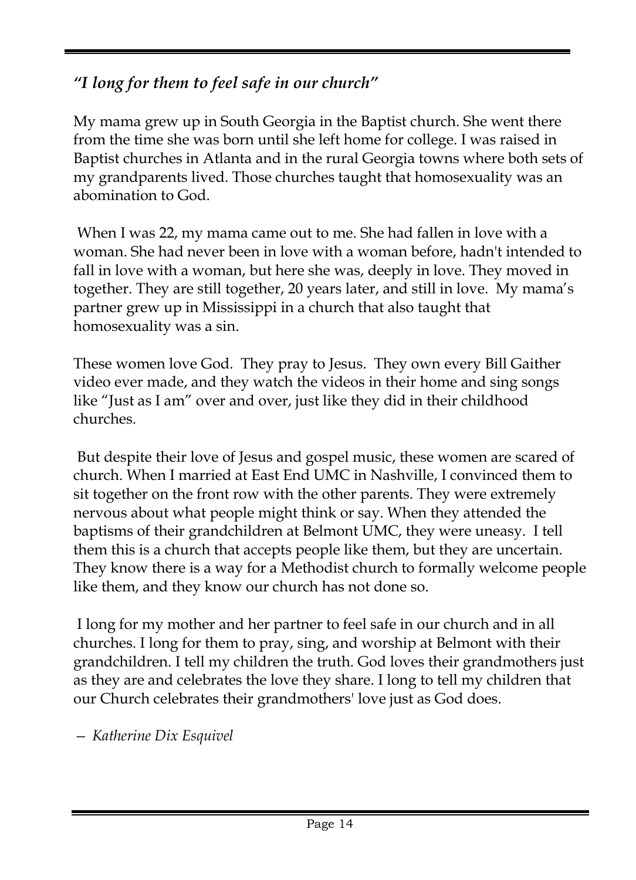## *"I long for them to feel safe in our church"*

My mama grew up in South Georgia in the Baptist church. She went there from the time she was born until she left home for college. I was raised in Baptist churches in Atlanta and in the rural Georgia towns where both sets of my grandparents lived. Those churches taught that homosexuality was an abomination to God.

When I was 22, my mama came out to me. She had fallen in love with a woman. She had never been in love with a woman before, hadn't intended to fall in love with a woman, but here she was, deeply in love. They moved in together. They are still together, 20 years later, and still in love. My mama's partner grew up in Mississippi in a church that also taught that homosexuality was a sin.

These women love God. They pray to Jesus. They own every Bill Gaither video ever made, and they watch the videos in their home and sing songs like "Just as I am" over and over, just like they did in their childhood churches.

But despite their love of Jesus and gospel music, these women are scared of church. When I married at East End UMC in Nashville, I convinced them to sit together on the front row with the other parents. They were extremely nervous about what people might think or say. When they attended the baptisms of their grandchildren at Belmont UMC, they were uneasy. I tell them this is a church that accepts people like them, but they are uncertain. They know there is a way for a Methodist church to formally welcome people like them, and they know our church has not done so.

I long for my mother and her partner to feel safe in our church and in all churches. I long for them to pray, sing, and worship at Belmont with their grandchildren. I tell my children the truth. God loves their grandmothers just as they are and celebrates the love they share. I long to tell my children that our Church celebrates their grandmothers' love just as God does.

*– Katherine Dix Esquivel*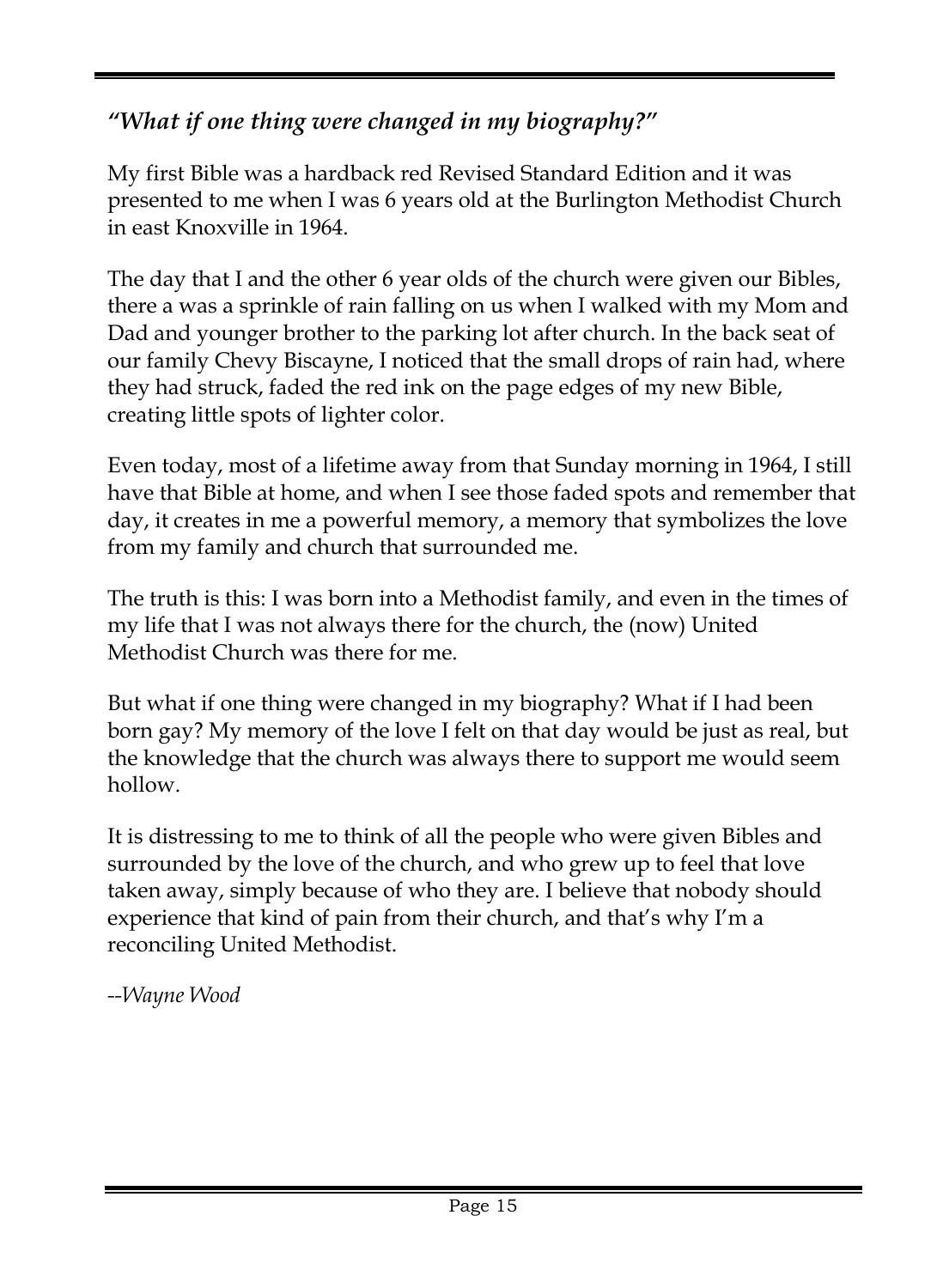## *"What if one thing were changed in my biography?"*

My first Bible was a hardback red Revised Standard Edition and it was presented to me when I was 6 years old at the Burlington Methodist Church in east Knoxville in 1964.

The day that I and the other 6 year olds of the church were given our Bibles, there a was a sprinkle of rain falling on us when I walked with my Mom and Dad and younger brother to the parking lot after church. In the back seat of our family Chevy Biscayne, I noticed that the small drops of rain had, where they had struck, faded the red ink on the page edges of my new Bible, creating little spots of lighter color.

Even today, most of a lifetime away from that Sunday morning in 1964, I still have that Bible at home, and when I see those faded spots and remember that day, it creates in me a powerful memory, a memory that symbolizes the love from my family and church that surrounded me.

The truth is this: I was born into a Methodist family, and even in the times of my life that I was not always there for the church, the (now) United Methodist Church was there for me.

But what if one thing were changed in my biography? What if I had been born gay? My memory of the love I felt on that day would be just as real, but the knowledge that the church was always there to support me would seem hollow.

It is distressing to me to think of all the people who were given Bibles and surrounded by the love of the church, and who grew up to feel that love taken away, simply because of who they are. I believe that nobody should experience that kind of pain from their church, and that's why I'm a reconciling United Methodist.

*--Wayne Wood*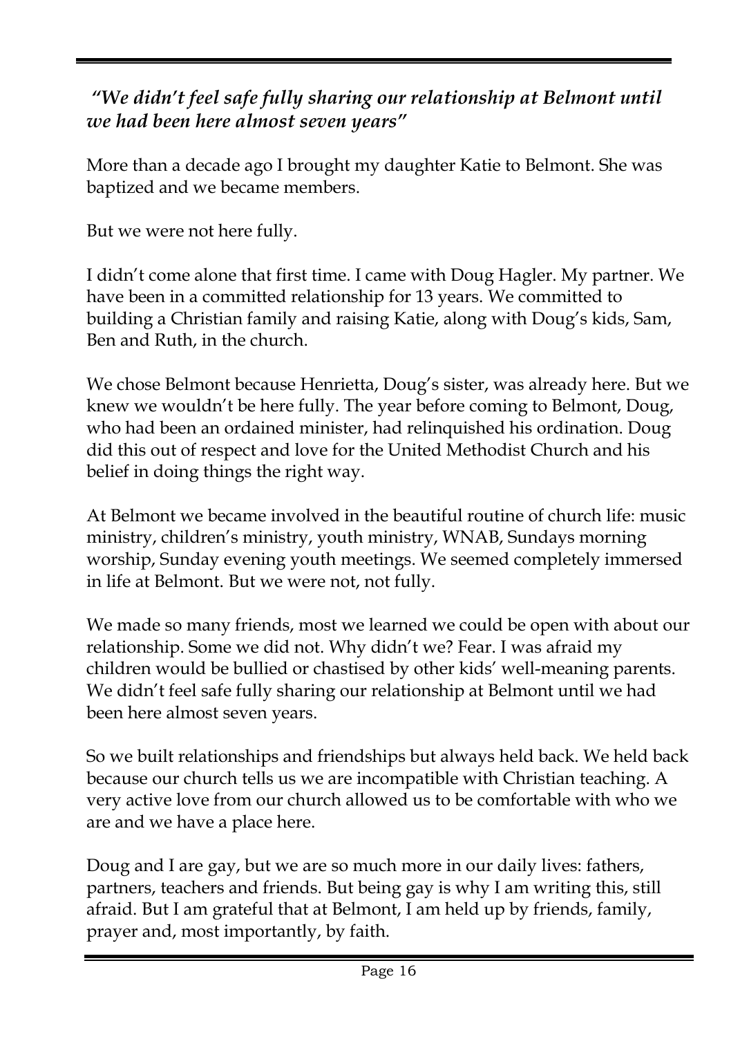### *"We didn't feel safe fully sharing our relationship at Belmont until we had been here almost seven years"*

More than a decade ago I brought my daughter Katie to Belmont. She was baptized and we became members.

But we were not here fully.

I didn't come alone that first time. I came with Doug Hagler. My partner. We have been in a committed relationship for 13 years. We committed to building a Christian family and raising Katie, along with Doug's kids, Sam, Ben and Ruth, in the church.

We chose Belmont because Henrietta, Doug's sister, was already here. But we knew we wouldn't be here fully. The year before coming to Belmont, Doug, who had been an ordained minister, had relinquished his ordination. Doug did this out of respect and love for the United Methodist Church and his belief in doing things the right way.

At Belmont we became involved in the beautiful routine of church life: music ministry, children's ministry, youth ministry, WNAB, Sundays morning worship, Sunday evening youth meetings. We seemed completely immersed in life at Belmont. But we were not, not fully.

We made so many friends, most we learned we could be open with about our relationship. Some we did not. Why didn't we? Fear. I was afraid my children would be bullied or chastised by other kids' well-meaning parents. We didn't feel safe fully sharing our relationship at Belmont until we had been here almost seven years.

So we built relationships and friendships but always held back. We held back because our church tells us we are incompatible with Christian teaching. A very active love from our church allowed us to be comfortable with who we are and we have a place here.

Doug and I are gay, but we are so much more in our daily lives: fathers, partners, teachers and friends. But being gay is why I am writing this, still afraid. But I am grateful that at Belmont, I am held up by friends, family, prayer and, most importantly, by faith.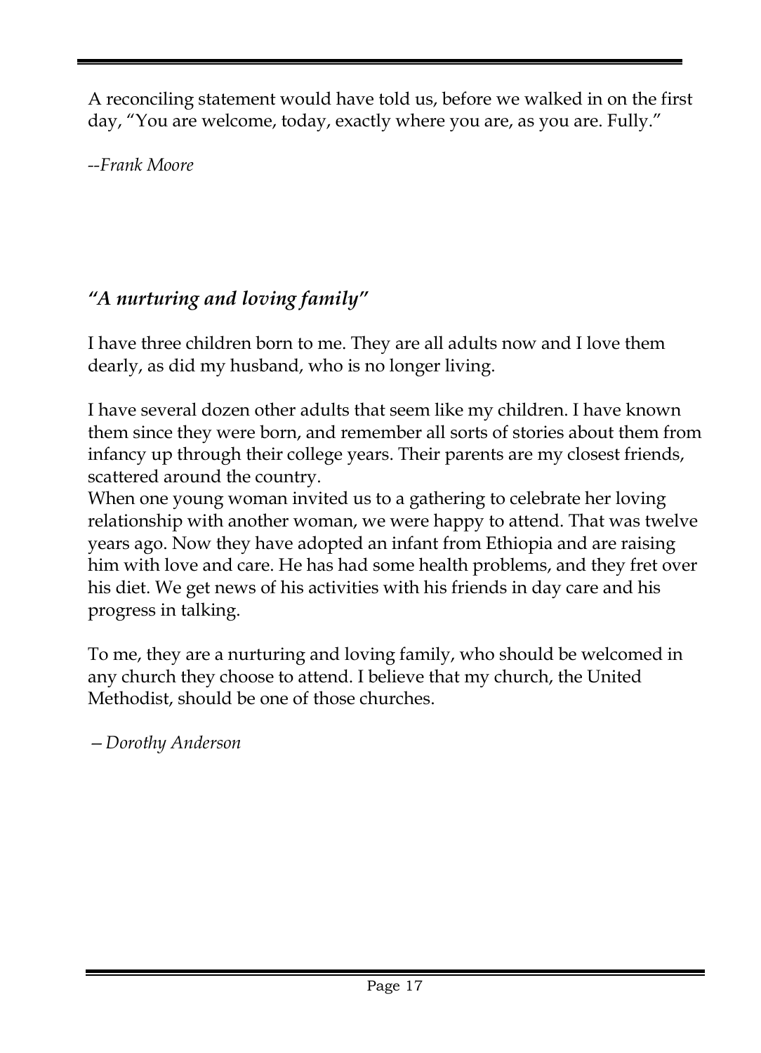A reconciling statement would have told us, before we walked in on the first day, “You are welcome, today, exactly where you are, as you are. Fully.”

*--Frank Moore*

### *“A nurturing and loving family”*

I have three children born to me. They are all adults now and I love them dearly, as did my husband, who is no longer living.

I have several dozen other adults that seem like my children. I have known them since they were born, and remember all sorts of stories about them from infancy up through their college years. Their parents are my closest friends, scattered around the country.

When one young woman invited us to a gathering to celebrate her loving relationship with another woman, we were happy to attend. That was twelve years ago. Now they have adopted an infant from Ethiopia and are raising him with love and care. He has had some health problems, and they fret over his diet. We get news of his activities with his friends in day care and his progress in talking.

To me, they are a nurturing and loving family, who should be welcomed in any church they choose to attend. I believe that my church, the United Methodist, should be one of those churches.

*—Dorothy Anderson*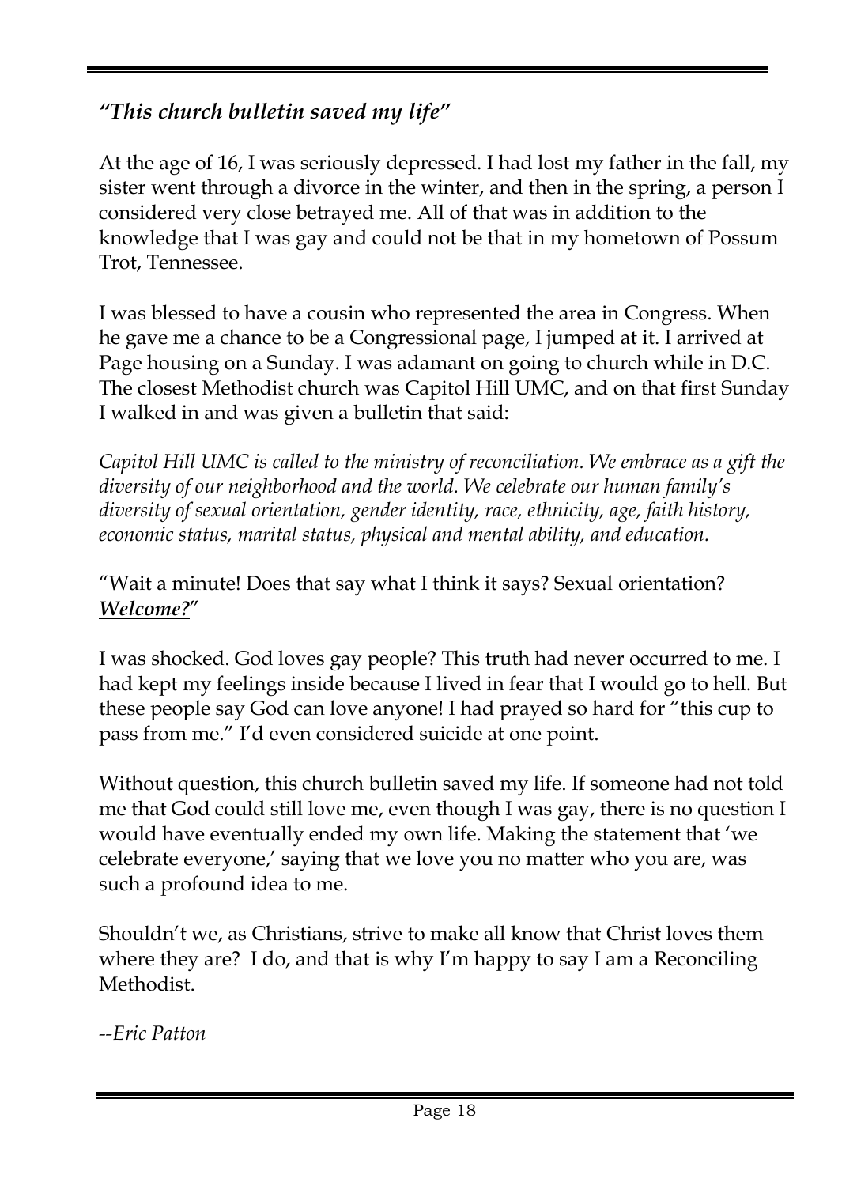## *"This church bulletin saved my life"*

At the age of 16, I was seriously depressed. I had lost my father in the fall, my sister went through a divorce in the winter, and then in the spring, a person I considered very close betrayed me. All of that was in addition to the knowledge that I was gay and could not be that in my hometown of Possum Trot, Tennessee.

I was blessed to have a cousin who represented the area in Congress. When he gave me a chance to be a Congressional page, I jumped at it. I arrived at Page housing on a Sunday. I was adamant on going to church while in D.C. The closest Methodist church was Capitol Hill UMC, and on that first Sunday I walked in and was given a bulletin that said:

*Capitol Hill UMC is called to the ministry of reconciliation. We embrace as a gift the diversity of our neighborhood and the world. We celebrate our human family's diversity of sexual orientation, gender identity, race, ethnicity, age, faith history, economic status, marital status, physical and mental ability, and education.*

"Wait a minute! Does that say what I think it says? Sexual orientation? ***Welcome?***"

I was shocked. God loves gay people? This truth had never occurred to me. I had kept my feelings inside because I lived in fear that I would go to hell. But these people say God can love anyone! I had prayed so hard for "this cup to pass from me." I'd even considered suicide at one point.

Without question, this church bulletin saved my life. If someone had not told me that God could still love me, even though I was gay, there is no question I would have eventually ended my own life. Making the statement that 'we celebrate everyone,' saying that we love you no matter who you are, was such a profound idea to me.

Shouldn't we, as Christians, strive to make all know that Christ loves them where they are? I do, and that is why I'm happy to say I am a Reconciling Methodist.

*--Eric Patton*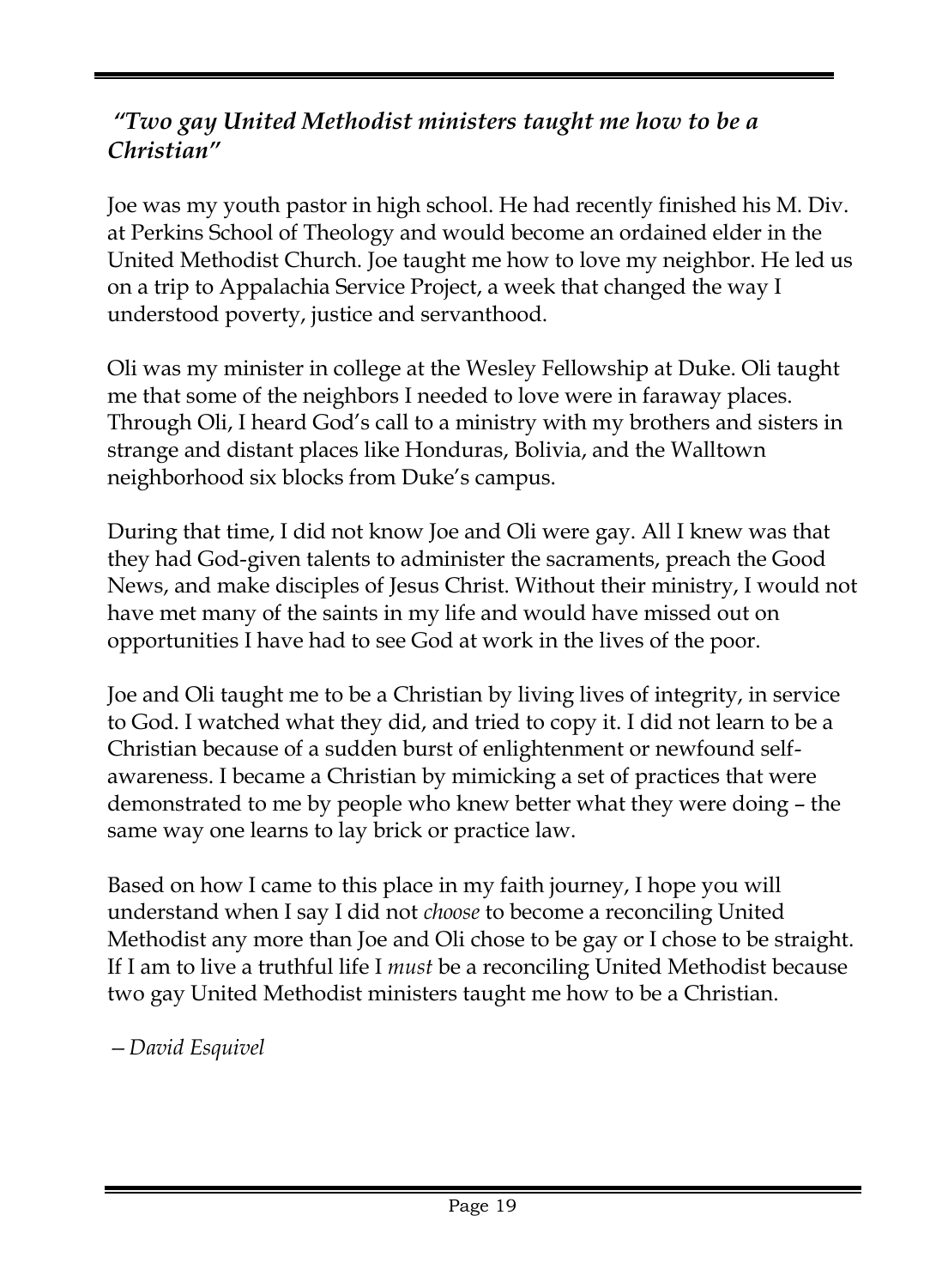### *"Two gay United Methodist ministers taught me how to be a Christian"*

Joe was my youth pastor in high school. He had recently finished his M. Div. at Perkins School of Theology and would become an ordained elder in the United Methodist Church. Joe taught me how to love my neighbor. He led us on a trip to Appalachia Service Project, a week that changed the way I understood poverty, justice and servanthood.

Oli was my minister in college at the Wesley Fellowship at Duke. Oli taught me that some of the neighbors I needed to love were in faraway places. Through Oli, I heard God's call to a ministry with my brothers and sisters in strange and distant places like Honduras, Bolivia, and the Walltown neighborhood six blocks from Duke's campus.

During that time, I did not know Joe and Oli were gay. All I knew was that they had God-given talents to administer the sacraments, preach the Good News, and make disciples of Jesus Christ. Without their ministry, I would not have met many of the saints in my life and would have missed out on opportunities I have had to see God at work in the lives of the poor.

Joe and Oli taught me to be a Christian by living lives of integrity, in service to God. I watched what they did, and tried to copy it. I did not learn to be a Christian because of a sudden burst of enlightenment or newfound self-awareness. I became a Christian by mimicking a set of practices that were demonstrated to me by people who knew better what they were doing – the same way one learns to lay brick or practice law.

Based on how I came to this place in my faith journey, I hope you will understand when I say I did not *choose* to become a reconciling United Methodist any more than Joe and Oli chose to be gay or I chose to be straight. If I am to live a truthful life I *must* be a reconciling United Methodist because two gay United Methodist ministers taught me how to be a Christian.

*—David Esquivel*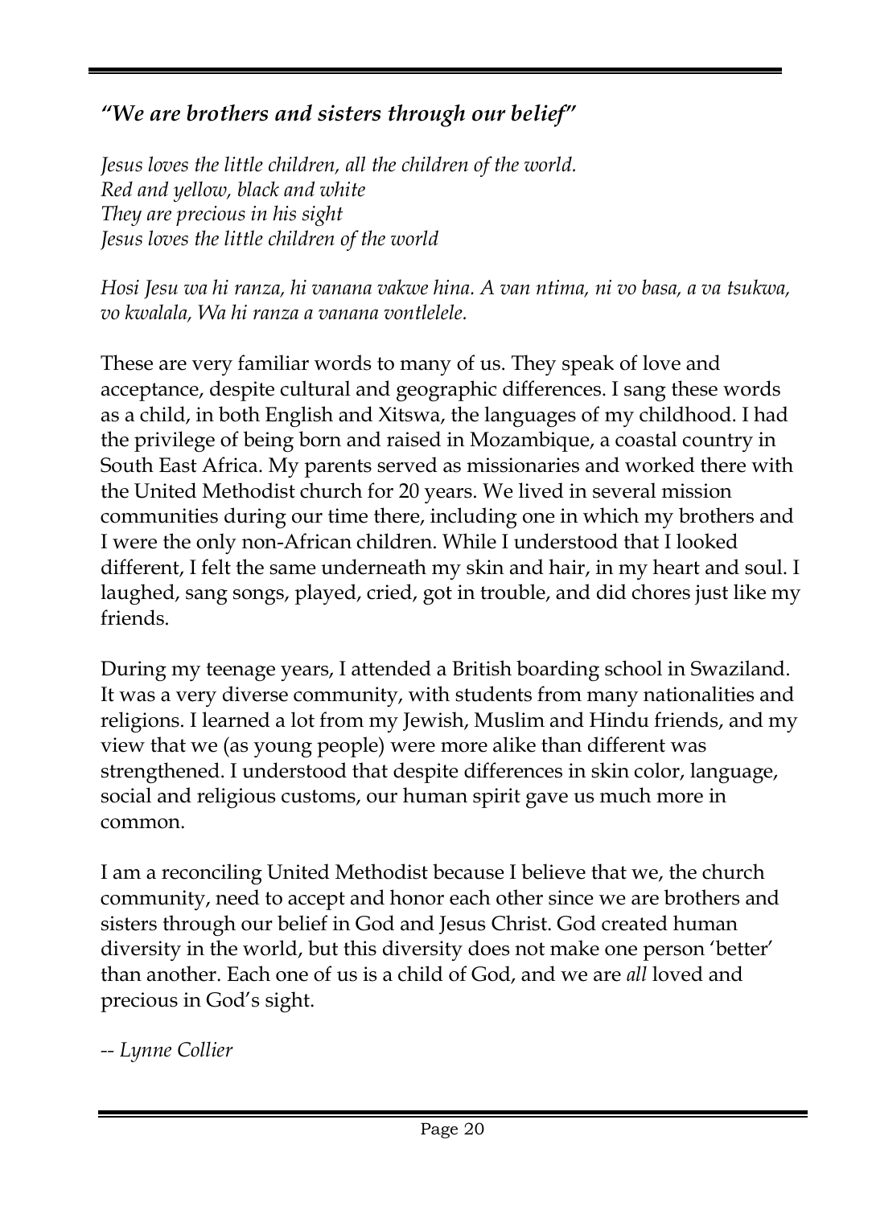## *"We are brothers and sisters through our belief"*

*Jesus loves the little children, all the children of the world.*
*Red and yellow, black and white*
*They are precious in his sight*
*Jesus loves the little children of the world*

*Hosi Jesu wa hi ranza, hi vanana vakwe hina. A van ntima, ni vo basa, a va tsukwa, vo kwalala, Wa hi ranza a vanana vontlelele.*

These are very familiar words to many of us. They speak of love and acceptance, despite cultural and geographic differences. I sang these words as a child, in both English and Xitswa, the languages of my childhood. I had the privilege of being born and raised in Mozambique, a coastal country in South East Africa. My parents served as missionaries and worked there with the United Methodist church for 20 years. We lived in several mission communities during our time there, including one in which my brothers and I were the only non-African children. While I understood that I looked different, I felt the same underneath my skin and hair, in my heart and soul. I laughed, sang songs, played, cried, got in trouble, and did chores just like my friends.

During my teenage years, I attended a British boarding school in Swaziland. It was a very diverse community, with students from many nationalities and religions. I learned a lot from my Jewish, Muslim and Hindu friends, and my view that we (as young people) were more alike than different was strengthened. I understood that despite differences in skin color, language, social and religious customs, our human spirit gave us much more in common.

I am a reconciling United Methodist because I believe that we, the church community, need to accept and honor each other since we are brothers and sisters through our belief in God and Jesus Christ. God created human diversity in the world, but this diversity does not make one person 'better' than another. Each one of us is a child of God, and we are *all* loved and precious in God's sight.

*-- Lynne Collier*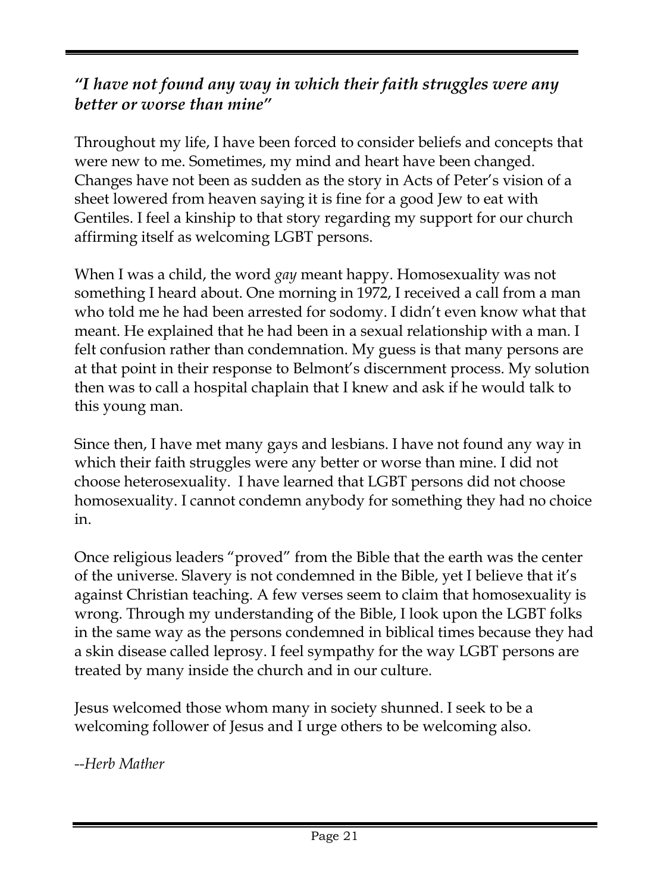### *"I have not found any way in which their faith struggles were any better or worse than mine"*

Throughout my life, I have been forced to consider beliefs and concepts that were new to me. Sometimes, my mind and heart have been changed. Changes have not been as sudden as the story in Acts of Peter's vision of a sheet lowered from heaven saying it is fine for a good Jew to eat with Gentiles. I feel a kinship to that story regarding my support for our church affirming itself as welcoming LGBT persons.

When I was a child, the word *gay* meant happy. Homosexuality was not something I heard about. One morning in 1972, I received a call from a man who told me he had been arrested for sodomy. I didn't even know what that meant. He explained that he had been in a sexual relationship with a man. I felt confusion rather than condemnation. My guess is that many persons are at that point in their response to Belmont's discernment process. My solution then was to call a hospital chaplain that I knew and ask if he would talk to this young man.

Since then, I have met many gays and lesbians. I have not found any way in which their faith struggles were any better or worse than mine. I did not choose heterosexuality. I have learned that LGBT persons did not choose homosexuality. I cannot condemn anybody for something they had no choice in.

Once religious leaders "proved" from the Bible that the earth was the center of the universe. Slavery is not condemned in the Bible, yet I believe that it's against Christian teaching. A few verses seem to claim that homosexuality is wrong. Through my understanding of the Bible, I look upon the LGBT folks in the same way as the persons condemned in biblical times because they had a skin disease called leprosy. I feel sympathy for the way LGBT persons are treated by many inside the church and in our culture.

Jesus welcomed those whom many in society shunned. I seek to be a welcoming follower of Jesus and I urge others to be welcoming also.

*--Herb Mather*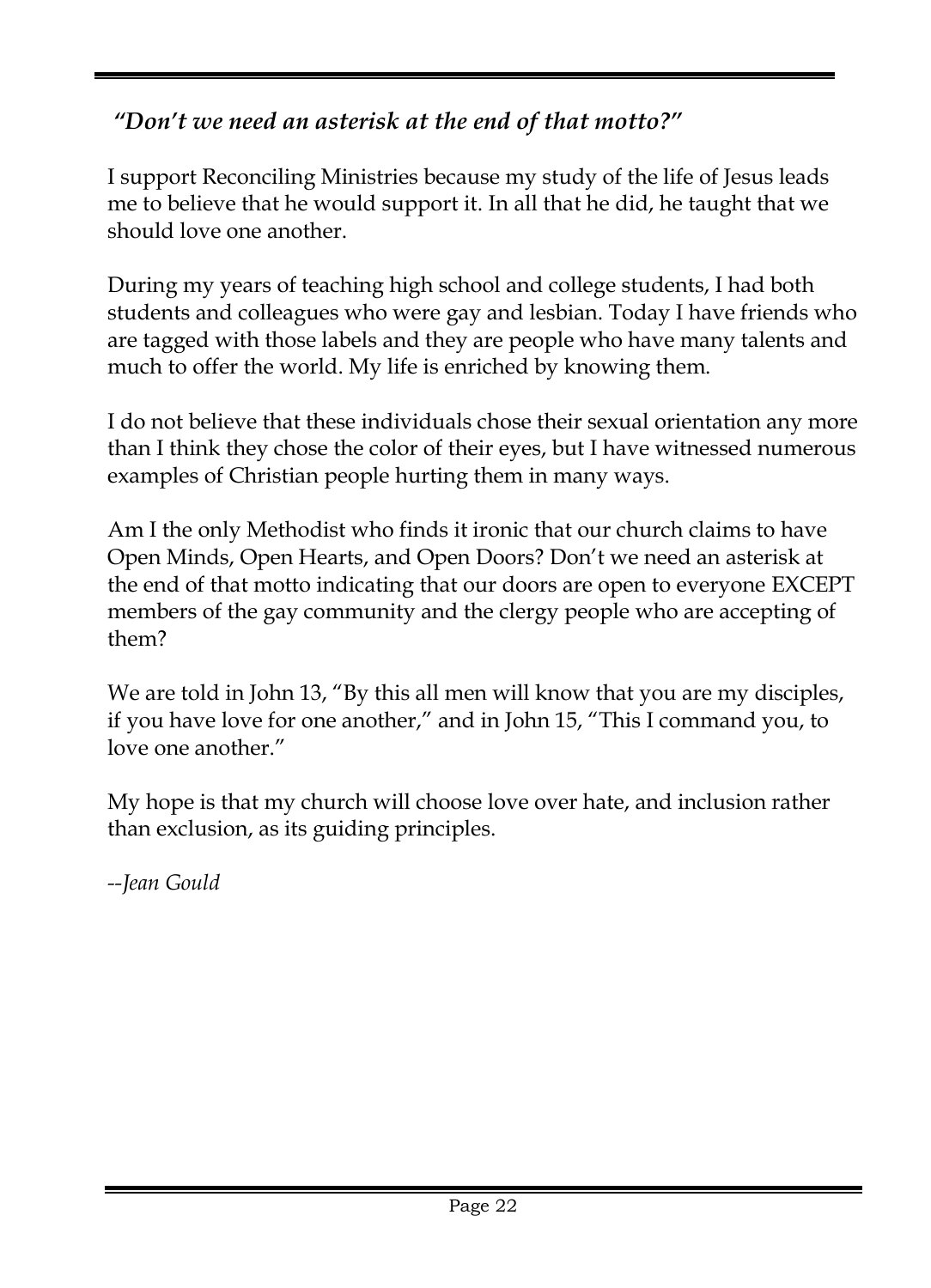## *"Don't we need an asterisk at the end of that motto?"*

I support Reconciling Ministries because my study of the life of Jesus leads me to believe that he would support it. In all that he did, he taught that we should love one another.

During my years of teaching high school and college students, I had both students and colleagues who were gay and lesbian. Today I have friends who are tagged with those labels and they are people who have many talents and much to offer the world. My life is enriched by knowing them.

I do not believe that these individuals chose their sexual orientation any more than I think they chose the color of their eyes, but I have witnessed numerous examples of Christian people hurting them in many ways.

Am I the only Methodist who finds it ironic that our church claims to have Open Minds, Open Hearts, and Open Doors? Don't we need an asterisk at the end of that motto indicating that our doors are open to everyone EXCEPT members of the gay community and the clergy people who are accepting of them?

We are told in John 13, "By this all men will know that you are my disciples, if you have love for one another," and in John 15, "This I command you, to love one another."

My hope is that my church will choose love over hate, and inclusion rather than exclusion, as its guiding principles.

*--Jean Gould*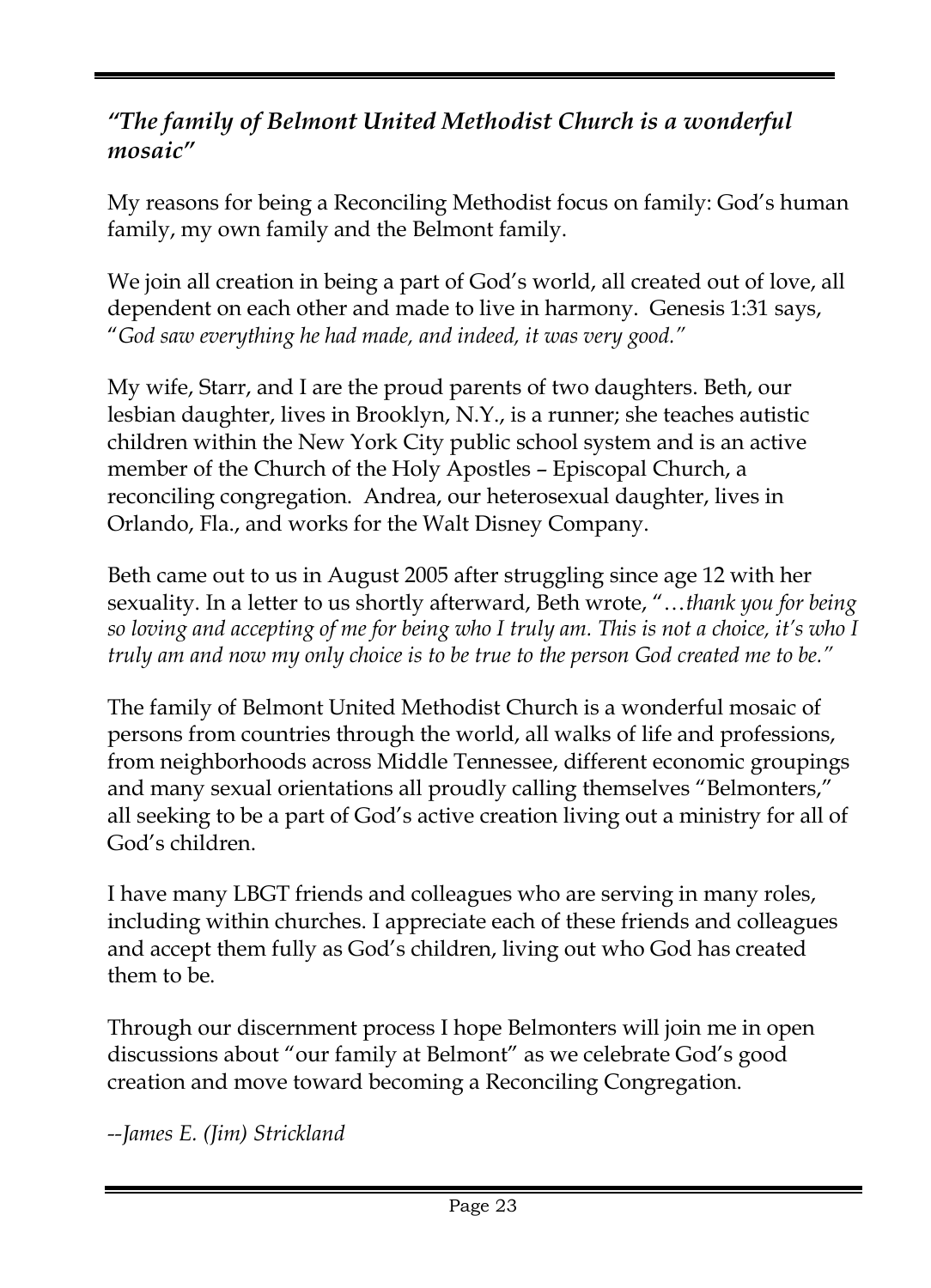## *"The family of Belmont United Methodist Church is a wonderful mosaic"*

My reasons for being a Reconciling Methodist focus on family: God's human family, my own family and the Belmont family.

We join all creation in being a part of God's world, all created out of love, all dependent on each other and made to live in harmony. Genesis 1:31 says, "*God saw everything he had made, and indeed, it was very good."*

My wife, Starr, and I are the proud parents of two daughters. Beth, our lesbian daughter, lives in Brooklyn, N.Y., is a runner; she teaches autistic children within the New York City public school system and is an active member of the Church of the Holy Apostles – Episcopal Church, a reconciling congregation. Andrea, our heterosexual daughter, lives in Orlando, Fla., and works for the Walt Disney Company.

Beth came out to us in August 2005 after struggling since age 12 with her sexuality. In a letter to us shortly afterward, Beth wrote, "…*thank you for being so loving and accepting of me for being who I truly am. This is not a choice, it's who I truly am and now my only choice is to be true to the person God created me to be."*

The family of Belmont United Methodist Church is a wonderful mosaic of persons from countries through the world, all walks of life and professions, from neighborhoods across Middle Tennessee, different economic groupings and many sexual orientations all proudly calling themselves "Belmonters," all seeking to be a part of God's active creation living out a ministry for all of God's children.

I have many LBGT friends and colleagues who are serving in many roles, including within churches. I appreciate each of these friends and colleagues and accept them fully as God's children, living out who God has created them to be.

Through our discernment process I hope Belmonters will join me in open discussions about "our family at Belmont" as we celebrate God's good creation and move toward becoming a Reconciling Congregation.

*--James E. (Jim) Strickland*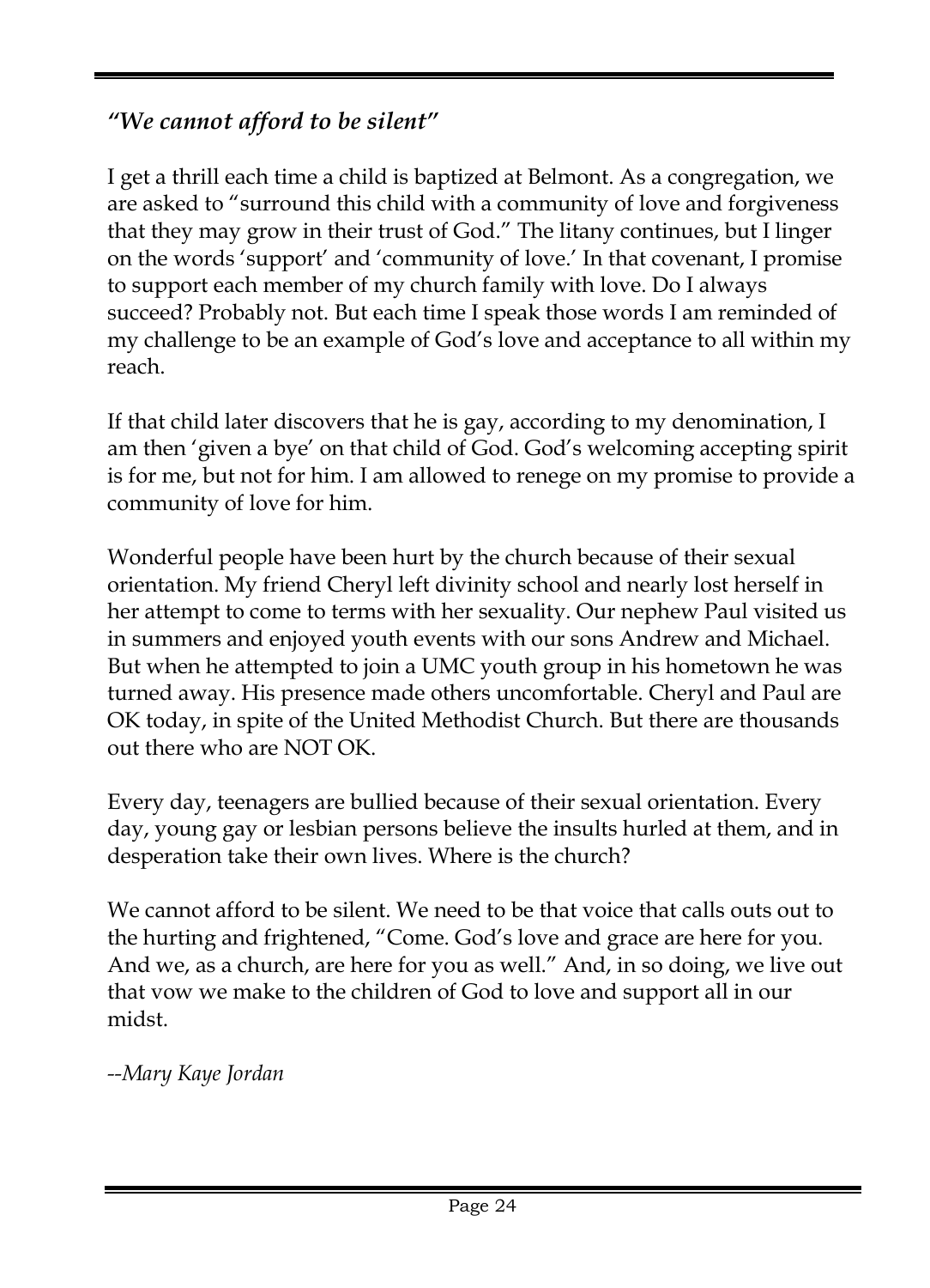### *"We cannot afford to be silent"*

I get a thrill each time a child is baptized at Belmont. As a congregation, we are asked to "surround this child with a community of love and forgiveness that they may grow in their trust of God." The litany continues, but I linger on the words 'support' and 'community of love.' In that covenant, I promise to support each member of my church family with love. Do I always succeed? Probably not. But each time I speak those words I am reminded of my challenge to be an example of God's love and acceptance to all within my reach.

If that child later discovers that he is gay, according to my denomination, I am then 'given a bye' on that child of God. God's welcoming accepting spirit is for me, but not for him. I am allowed to renege on my promise to provide a community of love for him.

Wonderful people have been hurt by the church because of their sexual orientation. My friend Cheryl left divinity school and nearly lost herself in her attempt to come to terms with her sexuality. Our nephew Paul visited us in summers and enjoyed youth events with our sons Andrew and Michael. But when he attempted to join a UMC youth group in his hometown he was turned away. His presence made others uncomfortable. Cheryl and Paul are OK today, in spite of the United Methodist Church. But there are thousands out there who are NOT OK.

Every day, teenagers are bullied because of their sexual orientation. Every day, young gay or lesbian persons believe the insults hurled at them, and in desperation take their own lives. Where is the church?

We cannot afford to be silent. We need to be that voice that calls outs out to the hurting and frightened, "Come. God's love and grace are here for you. And we, as a church, are here for you as well." And, in so doing, we live out that vow we make to the children of God to love and support all in our midst.

*--Mary Kaye Jordan*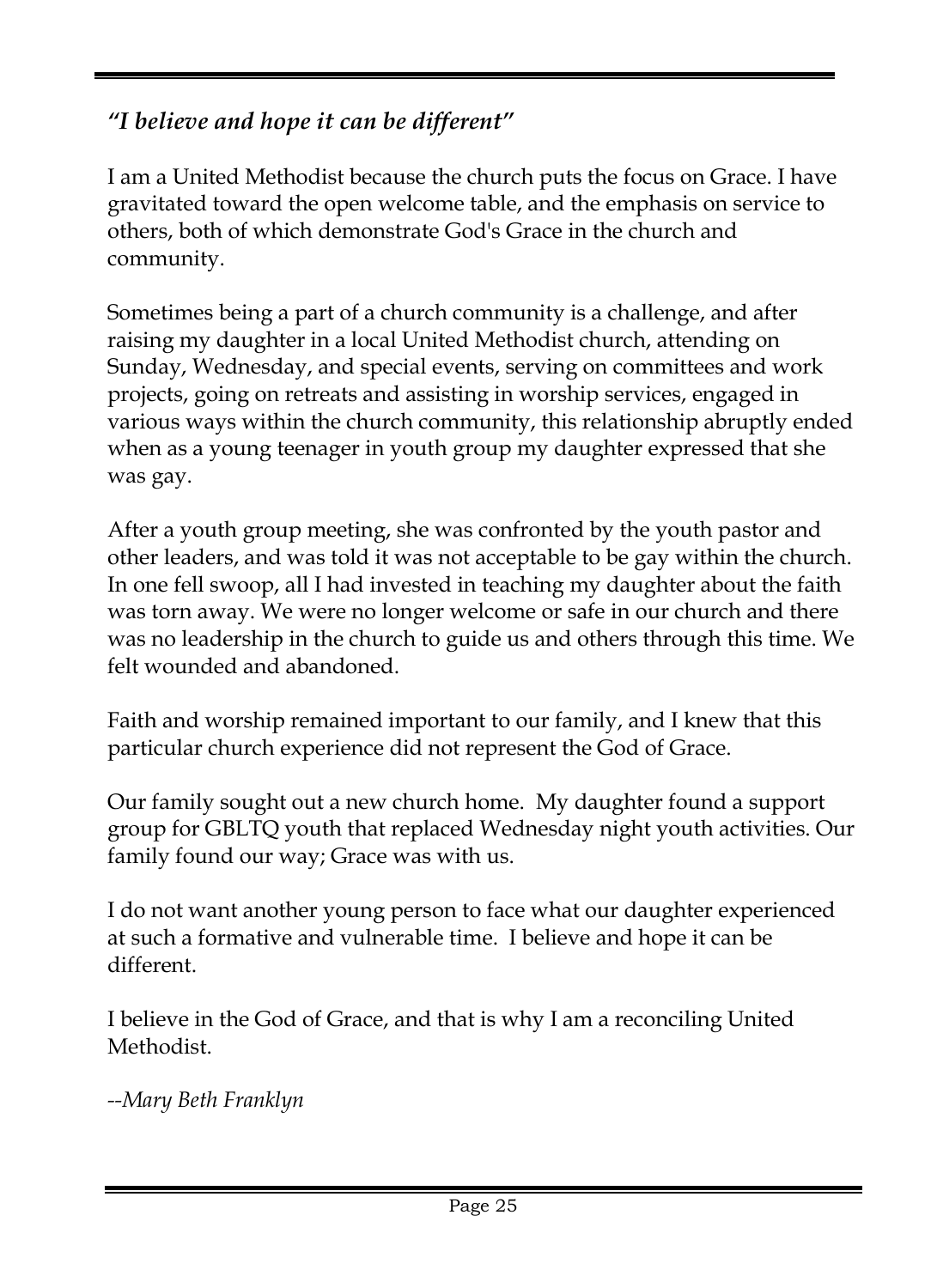### *"I believe and hope it can be different"*

I am a United Methodist because the church puts the focus on Grace. I have gravitated toward the open welcome table, and the emphasis on service to others, both of which demonstrate God's Grace in the church and community.

Sometimes being a part of a church community is a challenge, and after raising my daughter in a local United Methodist church, attending on Sunday, Wednesday, and special events, serving on committees and work projects, going on retreats and assisting in worship services, engaged in various ways within the church community, this relationship abruptly ended when as a young teenager in youth group my daughter expressed that she was gay.

After a youth group meeting, she was confronted by the youth pastor and other leaders, and was told it was not acceptable to be gay within the church. In one fell swoop, all I had invested in teaching my daughter about the faith was torn away. We were no longer welcome or safe in our church and there was no leadership in the church to guide us and others through this time. We felt wounded and abandoned.

Faith and worship remained important to our family, and I knew that this particular church experience did not represent the God of Grace.

Our family sought out a new church home. My daughter found a support group for GBLTQ youth that replaced Wednesday night youth activities. Our family found our way; Grace was with us.

I do not want another young person to face what our daughter experienced at such a formative and vulnerable time. I believe and hope it can be different.

I believe in the God of Grace, and that is why I am a reconciling United Methodist.

*--Mary Beth Franklyn*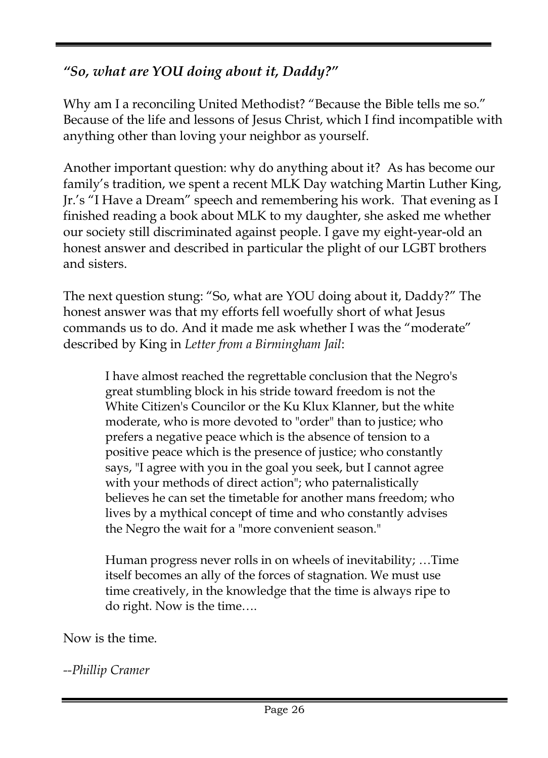### *"So, what are YOU doing about it, Daddy?"*

Why am I a reconciling United Methodist? "Because the Bible tells me so." Because of the life and lessons of Jesus Christ, which I find incompatible with anything other than loving your neighbor as yourself.

Another important question: why do anything about it? As has become our family's tradition, we spent a recent MLK Day watching Martin Luther King, Jr.'s "I Have a Dream" speech and remembering his work. That evening as I finished reading a book about MLK to my daughter, she asked me whether our society still discriminated against people. I gave my eight-year-old an honest answer and described in particular the plight of our LGBT brothers and sisters.

The next question stung: "So, what are YOU doing about it, Daddy?" The honest answer was that my efforts fell woefully short of what Jesus commands us to do. And it made me ask whether I was the "moderate" described by King in *Letter from a Birmingham Jail*:

> I have almost reached the regrettable conclusion that the Negro's great stumbling block in his stride toward freedom is not the White Citizen's Councilor or the Ku Klux Klanner, but the white moderate, who is more devoted to "order" than to justice; who prefers a negative peace which is the absence of tension to a positive peace which is the presence of justice; who constantly says, "I agree with you in the goal you seek, but I cannot agree with your methods of direct action"; who paternalistically believes he can set the timetable for another mans freedom; who lives by a mythical concept of time and who constantly advises the Negro the wait for a "more convenient season."
>
> Human progress never rolls in on wheels of inevitability; …Time itself becomes an ally of the forces of stagnation. We must use time creatively, in the knowledge that the time is always ripe to do right. Now is the time….

Now is the time.

*--Phillip Cramer*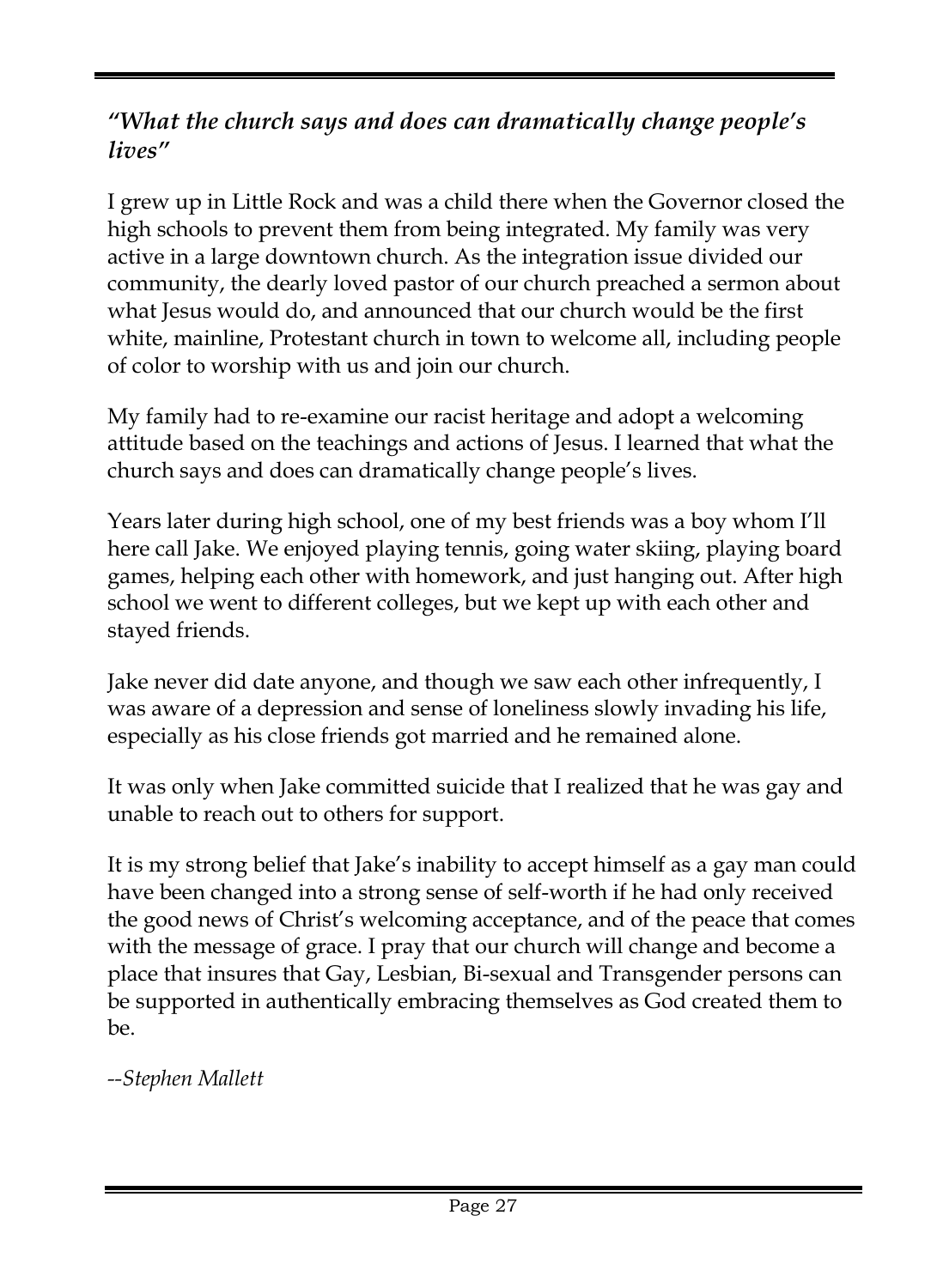### *"What the church says and does can dramatically change people's lives"*

I grew up in Little Rock and was a child there when the Governor closed the high schools to prevent them from being integrated. My family was very active in a large downtown church. As the integration issue divided our community, the dearly loved pastor of our church preached a sermon about what Jesus would do, and announced that our church would be the first white, mainline, Protestant church in town to welcome all, including people of color to worship with us and join our church.

My family had to re-examine our racist heritage and adopt a welcoming attitude based on the teachings and actions of Jesus. I learned that what the church says and does can dramatically change people's lives.

Years later during high school, one of my best friends was a boy whom I'll here call Jake. We enjoyed playing tennis, going water skiing, playing board games, helping each other with homework, and just hanging out. After high school we went to different colleges, but we kept up with each other and stayed friends.

Jake never did date anyone, and though we saw each other infrequently, I was aware of a depression and sense of loneliness slowly invading his life, especially as his close friends got married and he remained alone.

It was only when Jake committed suicide that I realized that he was gay and unable to reach out to others for support.

It is my strong belief that Jake's inability to accept himself as a gay man could have been changed into a strong sense of self-worth if he had only received the good news of Christ's welcoming acceptance, and of the peace that comes with the message of grace. I pray that our church will change and become a place that insures that Gay, Lesbian, Bi-sexual and Transgender persons can be supported in authentically embracing themselves as God created them to be.

*--Stephen Mallett*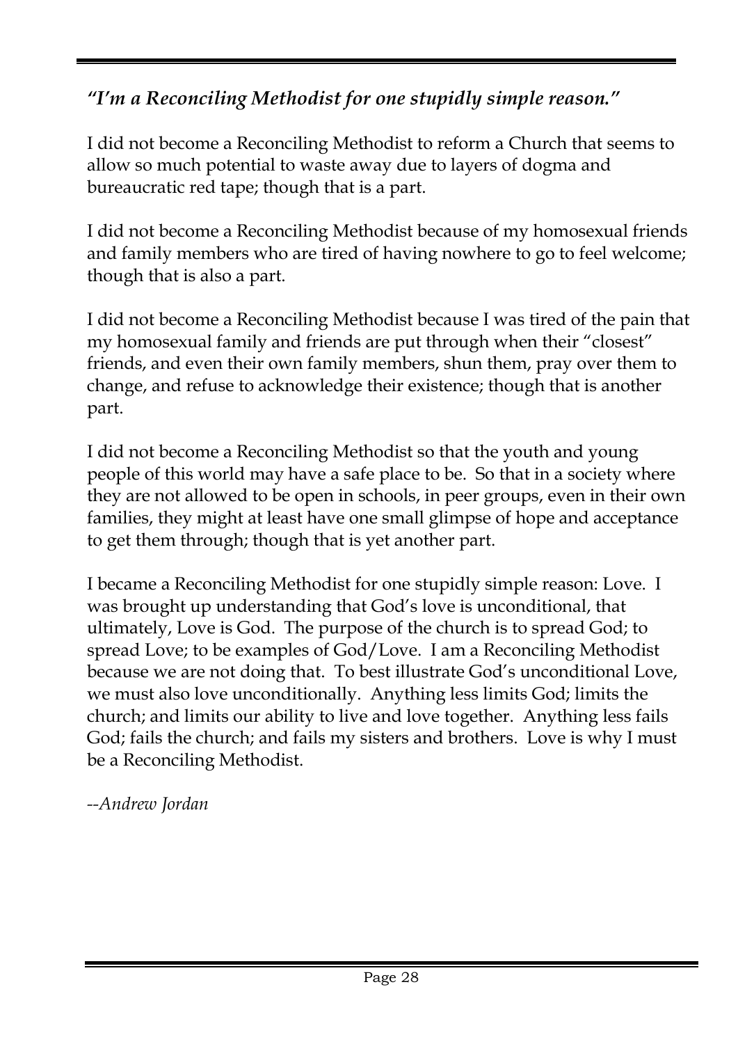### *"I'm a Reconciling Methodist for one stupidly simple reason."*

I did not become a Reconciling Methodist to reform a Church that seems to allow so much potential to waste away due to layers of dogma and bureaucratic red tape; though that is a part.

I did not become a Reconciling Methodist because of my homosexual friends and family members who are tired of having nowhere to go to feel welcome; though that is also a part.

I did not become a Reconciling Methodist because I was tired of the pain that my homosexual family and friends are put through when their "closest" friends, and even their own family members, shun them, pray over them to change, and refuse to acknowledge their existence; though that is another part.

I did not become a Reconciling Methodist so that the youth and young people of this world may have a safe place to be. So that in a society where they are not allowed to be open in schools, in peer groups, even in their own families, they might at least have one small glimpse of hope and acceptance to get them through; though that is yet another part.

I became a Reconciling Methodist for one stupidly simple reason: Love. I was brought up understanding that God's love is unconditional, that ultimately, Love is God. The purpose of the church is to spread God; to spread Love; to be examples of God/Love. I am a Reconciling Methodist because we are not doing that. To best illustrate God's unconditional Love, we must also love unconditionally. Anything less limits God; limits the church; and limits our ability to live and love together. Anything less fails God; fails the church; and fails my sisters and brothers. Love is why I must be a Reconciling Methodist.

*--Andrew Jordan*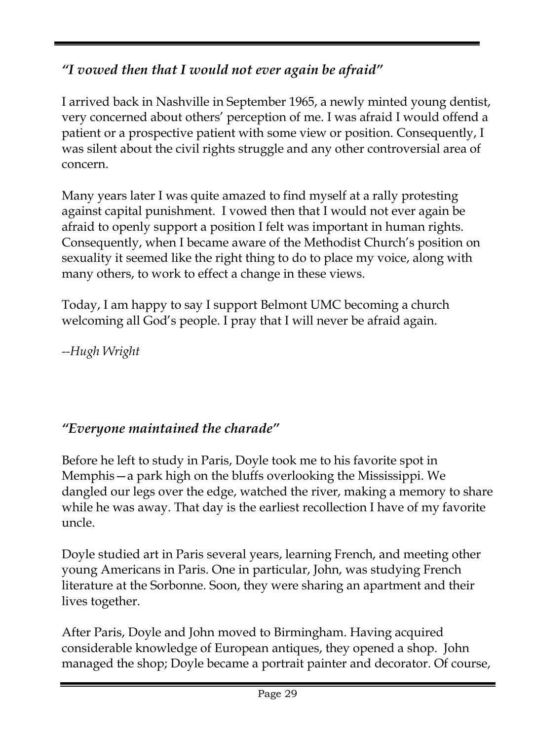### *"I vowed then that I would not ever again be afraid"*

I arrived back in Nashville in September 1965, a newly minted young dentist, very concerned about others' perception of me. I was afraid I would offend a patient or a prospective patient with some view or position. Consequently, I was silent about the civil rights struggle and any other controversial area of concern.

Many years later I was quite amazed to find myself at a rally protesting against capital punishment. I vowed then that I would not ever again be afraid to openly support a position I felt was important in human rights. Consequently, when I became aware of the Methodist Church's position on sexuality it seemed like the right thing to do to place my voice, along with many others, to work to effect a change in these views.

Today, I am happy to say I support Belmont UMC becoming a church welcoming all God's people. I pray that I will never be afraid again.

*--Hugh Wright*

### *"Everyone maintained the charade"*

Before he left to study in Paris, Doyle took me to his favorite spot in Memphis—a park high on the bluffs overlooking the Mississippi. We dangled our legs over the edge, watched the river, making a memory to share while he was away. That day is the earliest recollection I have of my favorite uncle.

Doyle studied art in Paris several years, learning French, and meeting other young Americans in Paris. One in particular, John, was studying French literature at the Sorbonne. Soon, they were sharing an apartment and their lives together.

After Paris, Doyle and John moved to Birmingham. Having acquired considerable knowledge of European antiques, they opened a shop. John managed the shop; Doyle became a portrait painter and decorator. Of course,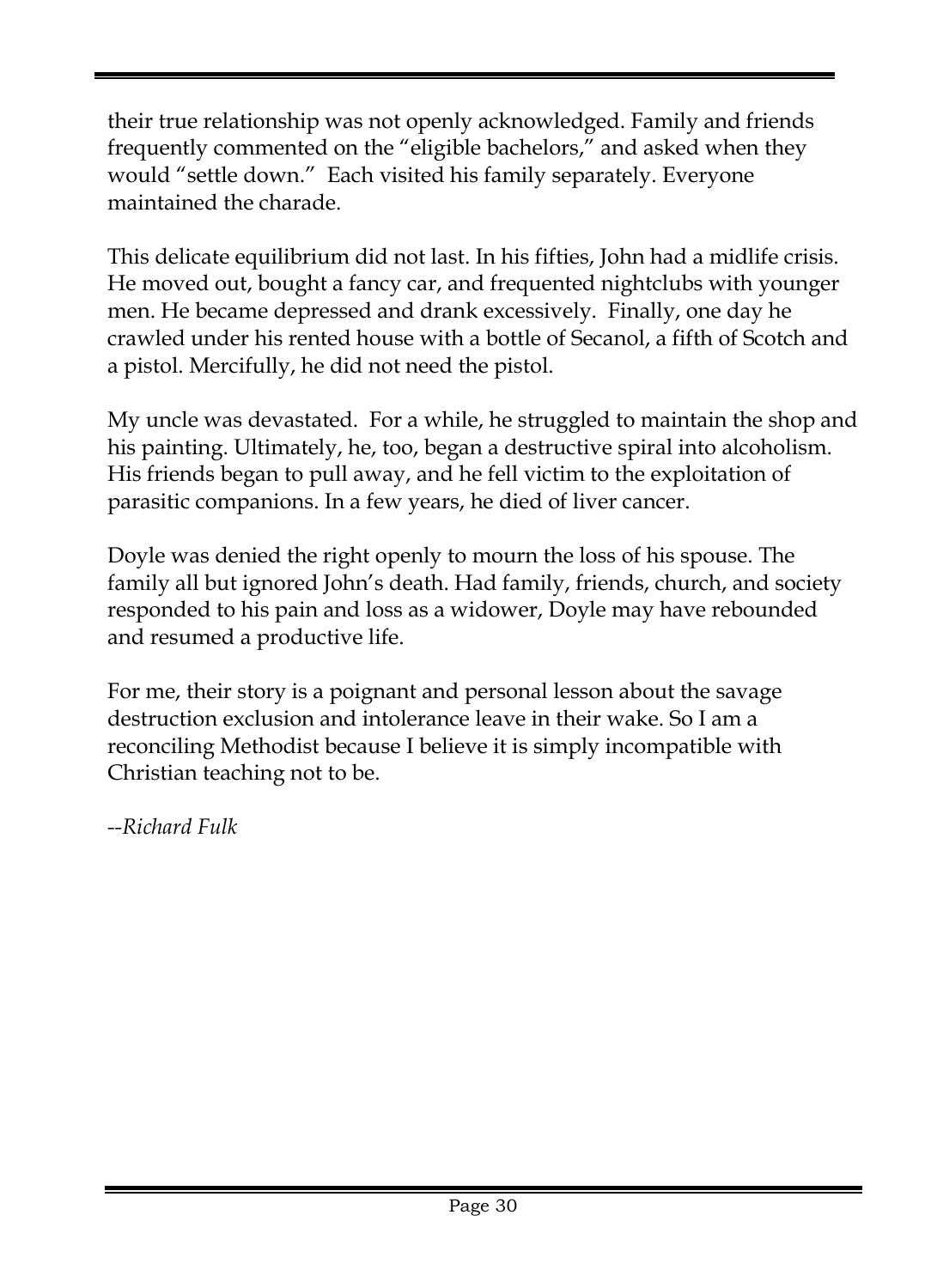their true relationship was not openly acknowledged. Family and friends frequently commented on the "eligible bachelors," and asked when they would "settle down." Each visited his family separately. Everyone maintained the charade.

This delicate equilibrium did not last. In his fifties, John had a midlife crisis. He moved out, bought a fancy car, and frequented nightclubs with younger men. He became depressed and drank excessively. Finally, one day he crawled under his rented house with a bottle of Secanol, a fifth of Scotch and a pistol. Mercifully, he did not need the pistol.

My uncle was devastated. For a while, he struggled to maintain the shop and his painting. Ultimately, he, too, began a destructive spiral into alcoholism. His friends began to pull away, and he fell victim to the exploitation of parasitic companions. In a few years, he died of liver cancer.

Doyle was denied the right openly to mourn the loss of his spouse. The family all but ignored John's death. Had family, friends, church, and society responded to his pain and loss as a widower, Doyle may have rebounded and resumed a productive life.

For me, their story is a poignant and personal lesson about the savage destruction exclusion and intolerance leave in their wake. So I am a reconciling Methodist because I believe it is simply incompatible with Christian teaching not to be.

*--Richard Fulk*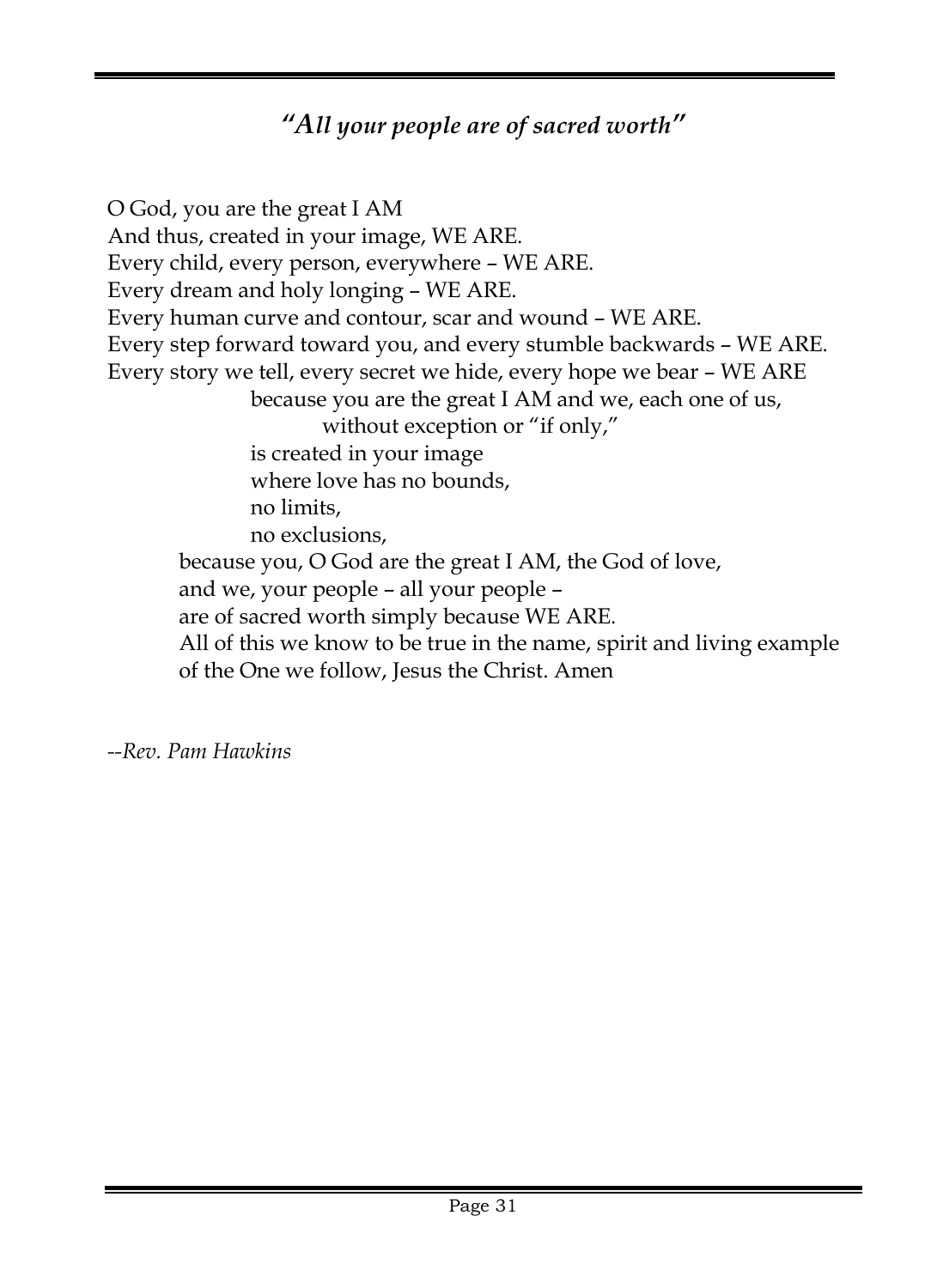## *"All your people are of sacred worth"*

O God, you are the great I AM  
And thus, created in your image, WE ARE.  
Every child, every person, everywhere – WE ARE.  
Every dream and holy longing – WE ARE.  
Every human curve and contour, scar and wound – WE ARE.  
Every step forward toward you, and every stumble backwards – WE ARE.  
Every story we tell, every secret we hide, every hope we bear – WE ARE  
because you are the great I AM and we, each one of us,  
without exception or "if only,"  
is created in your image  
where love has no bounds,  
no limits,  
no exclusions,  
because you, O God are the great I AM, the God of love,  
and we, your people – all your people –  
are of sacred worth simply because WE ARE.  
All of this we know to be true in the name, spirit and living example of the One we follow, Jesus the Christ. Amen

*--Rev. Pam Hawkins*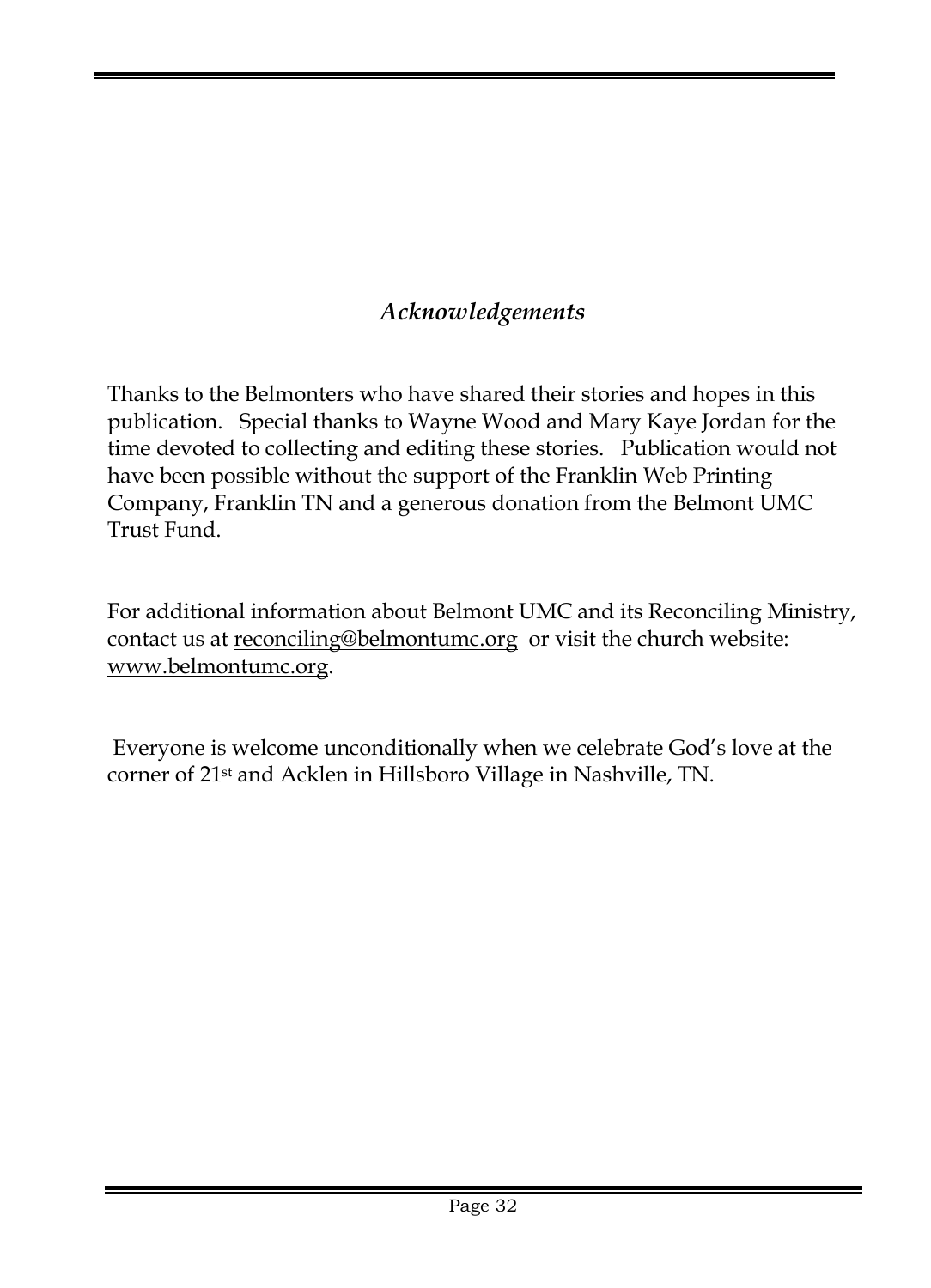# *Acknowledgements*

Thanks to the Belmonters who have shared their stories and hopes in this publication. Special thanks to Wayne Wood and Mary Kaye Jordan for the time devoted to collecting and editing these stories. Publication would not have been possible without the support of the Franklin Web Printing Company, Franklin TN and a generous donation from the Belmont UMC Trust Fund.

For additional information about Belmont UMC and its Reconciling Ministry, contact us at reconciling@belmontumc.org or visit the church website: www.belmontumc.org.

Everyone is welcome unconditionally when we celebrate God's love at the corner of 21st and Acklen in Hillsboro Village in Nashville, TN.